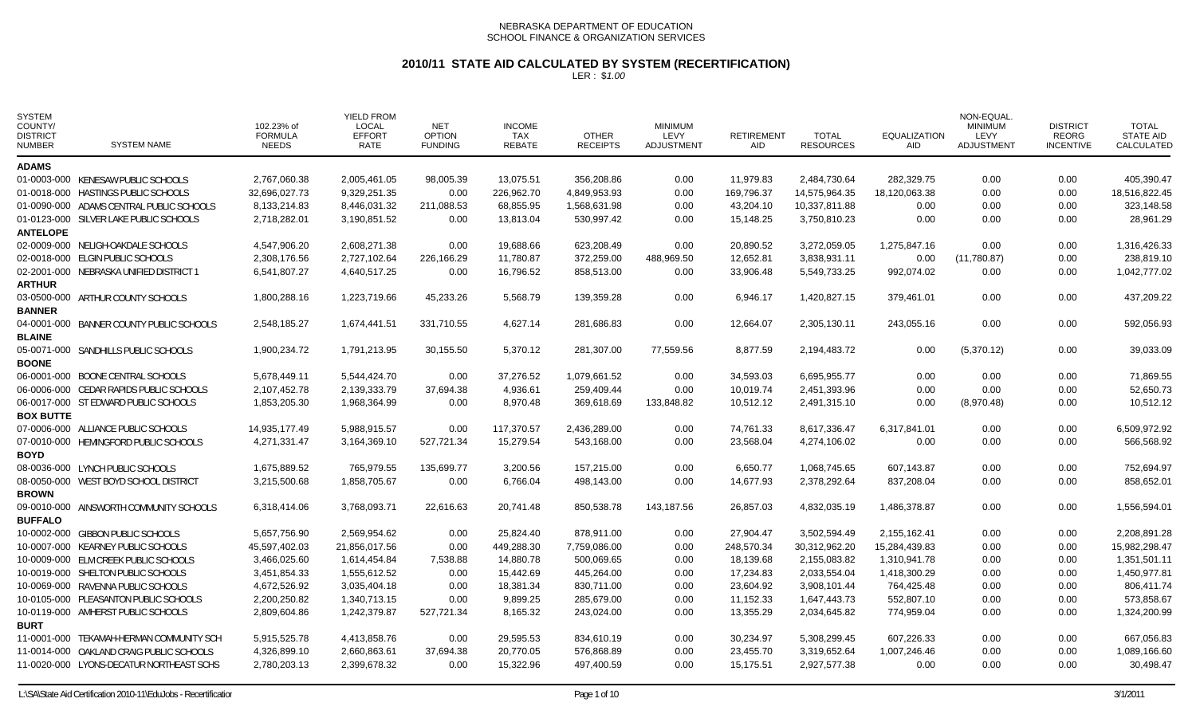NEBRASKA DEPARTMENT OF EDUCATION
SCHOOL FINANCE & ORGANIZATION SERVICES

# 2010/11 STATE AID CALCULATED BY SYSTEM (RECERTIFICATION)

LER : $1.00

| SYSTEM COUNTY/ DISTRICT NUMBER | SYSTEM NAME | 102.23% of FORMULA NEEDS | YIELD FROM LOCAL EFFORT RATE | NET OPTION FUNDING | INCOME TAX REBATE | OTHER RECEIPTS | MINIMUM LEVY ADJUSTMENT | RETIREMENT AID | TOTAL RESOURCES | EQUALIZATION AID | NON-EQUAL. MINIMUM LEVY ADJUSTMENT | DISTRICT REORG INCENTIVE | TOTAL STATE AID CALCULATED |
|---|---|---|---|---|---|---|---|---|---|---|---|---|---|
| **ADAMS** | | | | | | | | | | | | | |
| 01-0003-000 | KENESAW PUBLIC SCHOOLS | 2,767,060.38 | 2,005,461.05 | 98,005.39 | 13,075.51 | 356,208.86 | 0.00 | 11,979.83 | 2,484,730.64 | 282,329.75 | 0.00 | 0.00 | 405,390.47 |
| 01-0018-000 | HASTINGS PUBLIC SCHOOLS | 32,696,027.73 | 9,329,251.35 | 0.00 | 226,962.70 | 4,849,953.93 | 0.00 | 169,796.37 | 14,575,964.35 | 18,120,063.38 | 0.00 | 0.00 | 18,516,822.45 |
| 01-0090-000 | ADAMS CENTRAL PUBLIC SCHOOLS | 8,133,214.83 | 8,446,031.32 | 211,088.53 | 68,855.95 | 1,568,631.98 | 0.00 | 43,204.10 | 10,337,811.88 | 0.00 | 0.00 | 0.00 | 323,148.58 |
| 01-0123-000 | SILVER LAKE PUBLIC SCHOOLS | 2,718,282.01 | 3,190,851.52 | 0.00 | 13,813.04 | 530,997.42 | 0.00 | 15,148.25 | 3,750,810.23 | 0.00 | 0.00 | 0.00 | 28,961.29 |
| **ANTELOPE** | | | | | | | | | | | | | |
| 02-0009-000 | NELIGH-OAKDALE SCHOOLS | 4,547,906.20 | 2,608,271.38 | 0.00 | 19,688.66 | 623,208.49 | 0.00 | 20,890.52 | 3,272,059.05 | 1,275,847.16 | 0.00 | 0.00 | 1,316,426.33 |
| 02-0018-000 | ELGIN PUBLIC SCHOOLS | 2,308,176.56 | 2,727,102.64 | 226,166.29 | 11,780.87 | 372,259.00 | 488,969.50 | 12,652.81 | 3,838,931.11 | 0.00 | (11,780.87) | 0.00 | 238,819.10 |
| 02-2001-000 | NEBRASKA UNIFIED DISTRICT 1 | 6,541,807.27 | 4,640,517.25 | 0.00 | 16,796.52 | 858,513.00 | 0.00 | 33,906.48 | 5,549,733.25 | 992,074.02 | 0.00 | 0.00 | 1,042,777.02 |
| **ARTHUR** | | | | | | | | | | | | | |
| 03-0500-000 | ARTHUR COUNTY SCHOOLS | 1,800,288.16 | 1,223,719.66 | 45,233.26 | 5,568.79 | 139,359.28 | 0.00 | 6,946.17 | 1,420,827.15 | 379,461.01 | 0.00 | 0.00 | 437,209.22 |
| **BANNER** | | | | | | | | | | | | | |
| 04-0001-000 | BANNER COUNTY PUBLIC SCHOOLS | 2,548,185.27 | 1,674,441.51 | 331,710.55 | 4,627.14 | 281,686.83 | 0.00 | 12,664.07 | 2,305,130.11 | 243,055.16 | 0.00 | 0.00 | 592,056.93 |
| **BLAINE** | | | | | | | | | | | | | |
| 05-0071-000 | SANDHILLS PUBLIC SCHOOLS | 1,900,234.72 | 1,791,213.95 | 30,155.50 | 5,370.12 | 281,307.00 | 77,559.56 | 8,877.59 | 2,194,483.72 | 0.00 | (5,370.12) | 0.00 | 39,033.09 |
| **BOONE** | | | | | | | | | | | | | |
| 06-0001-000 | BOONE CENTRAL SCHOOLS | 5,678,449.11 | 5,544,424.70 | 0.00 | 37,276.52 | 1,079,661.52 | 0.00 | 34,593.03 | 6,695,955.77 | 0.00 | 0.00 | 0.00 | 71,869.55 |
| 06-0006-000 | CEDAR RAPIDS PUBLIC SCHOOLS | 2,107,452.78 | 2,139,333.79 | 37,694.38 | 4,936.61 | 259,409.44 | 0.00 | 10,019.74 | 2,451,393.96 | 0.00 | 0.00 | 0.00 | 52,650.73 |
| 06-0017-000 | ST EDWARD PUBLIC SCHOOLS | 1,853,205.30 | 1,968,364.99 | 0.00 | 8,970.48 | 369,618.69 | 133,848.82 | 10,512.12 | 2,491,315.10 | 0.00 | (8,970.48) | 0.00 | 10,512.12 |
| **BOX BUTTE** | | | | | | | | | | | | | |
| 07-0006-000 | ALLIANCE PUBLIC SCHOOLS | 14,935,177.49 | 5,988,915.57 | 0.00 | 117,370.57 | 2,436,289.00 | 0.00 | 74,761.33 | 8,617,336.47 | 6,317,841.01 | 0.00 | 0.00 | 6,509,972.92 |
| 07-0010-000 | HEMINGFORD PUBLIC SCHOOLS | 4,271,331.47 | 3,164,369.10 | 527,721.34 | 15,279.54 | 543,168.00 | 0.00 | 23,568.04 | 4,274,106.02 | 0.00 | 0.00 | 0.00 | 566,568.92 |
| **BOYD** | | | | | | | | | | | | | |
| 08-0036-000 | LYNCH PUBLIC SCHOOLS | 1,675,889.52 | 765,979.55 | 135,699.77 | 3,200.56 | 157,215.00 | 0.00 | 6,650.77 | 1,068,745.65 | 607,143.87 | 0.00 | 0.00 | 752,694.97 |
| 08-0050-000 | WEST BOYD SCHOOL DISTRICT | 3,215,500.68 | 1,858,705.67 | 0.00 | 6,766.04 | 498,143.00 | 0.00 | 14,677.93 | 2,378,292.64 | 837,208.04 | 0.00 | 0.00 | 858,652.01 |
| **BROWN** | | | | | | | | | | | | | |
| 09-0010-000 | AINSWORTH COMMUNITY SCHOOLS | 6,318,414.06 | 3,768,093.71 | 22,616.63 | 20,741.48 | 850,538.78 | 143,187.56 | 26,857.03 | 4,832,035.19 | 1,486,378.87 | 0.00 | 0.00 | 1,556,594.01 |
| **BUFFALO** | | | | | | | | | | | | | |
| 10-0002-000 | GIBBON PUBLIC SCHOOLS | 5,657,756.90 | 2,569,954.62 | 0.00 | 25,824.40 | 878,911.00 | 0.00 | 27,904.47 | 3,502,594.49 | 2,155,162.41 | 0.00 | 0.00 | 2,208,891.28 |
| 10-0007-000 | KEARNEY PUBLIC SCHOOLS | 45,597,402.03 | 21,856,017.56 | 0.00 | 449,288.30 | 7,759,086.00 | 0.00 | 248,570.34 | 30,312,962.20 | 15,284,439.83 | 0.00 | 0.00 | 15,982,298.47 |
| 10-0009-000 | ELM CREEK PUBLIC SCHOOLS | 3,466,025.60 | 1,614,454.84 | 7,538.88 | 14,880.78 | 500,069.65 | 0.00 | 18,139.68 | 2,155,083.82 | 1,310,941.78 | 0.00 | 0.00 | 1,351,501.11 |
| 10-0019-000 | SHELTON PUBLIC SCHOOLS | 3,451,854.33 | 1,555,612.52 | 0.00 | 15,442.69 | 445,264.00 | 0.00 | 17,234.83 | 2,033,554.04 | 1,418,300.29 | 0.00 | 0.00 | 1,450,977.81 |
| 10-0069-000 | RAVENNA PUBLIC SCHOOLS | 4,672,526.92 | 3,035,404.18 | 0.00 | 18,381.34 | 830,711.00 | 0.00 | 23,604.92 | 3,908,101.44 | 764,425.48 | 0.00 | 0.00 | 806,411.74 |
| 10-0105-000 | PLEASANTON PUBLIC SCHOOLS | 2,200,250.82 | 1,340,713.15 | 0.00 | 9,899.25 | 285,679.00 | 0.00 | 11,152.33 | 1,647,443.73 | 552,807.10 | 0.00 | 0.00 | 573,858.67 |
| 10-0119-000 | AMHERST PUBLIC SCHOOLS | 2,809,604.86 | 1,242,379.87 | 527,721.34 | 8,165.32 | 243,024.00 | 0.00 | 13,355.29 | 2,034,645.82 | 774,959.04 | 0.00 | 0.00 | 1,324,200.99 |
| **BURT** | | | | | | | | | | | | | |
| 11-0001-000 | TEKAMAH-HERMAN COMMUNITY SCH | 5,915,525.78 | 4,413,858.76 | 0.00 | 29,595.53 | 834,610.19 | 0.00 | 30,234.97 | 5,308,299.45 | 607,226.33 | 0.00 | 0.00 | 667,056.83 |
| 11-0014-000 | OAKLAND CRAIG PUBLIC SCHOOLS | 4,326,899.10 | 2,660,863.61 | 37,694.38 | 20,770.05 | 576,868.89 | 0.00 | 23,455.70 | 3,319,652.64 | 1,007,246.46 | 0.00 | 0.00 | 1,089,166.60 |
| 11-0020-000 | LYONS-DECATUR NORTHEAST SCHS | 2,780,203.13 | 2,399,678.32 | 0.00 | 15,322.96 | 497,400.59 | 0.00 | 15,175.51 | 2,927,577.38 | 0.00 | 0.00 | 0.00 | 30,498.47 |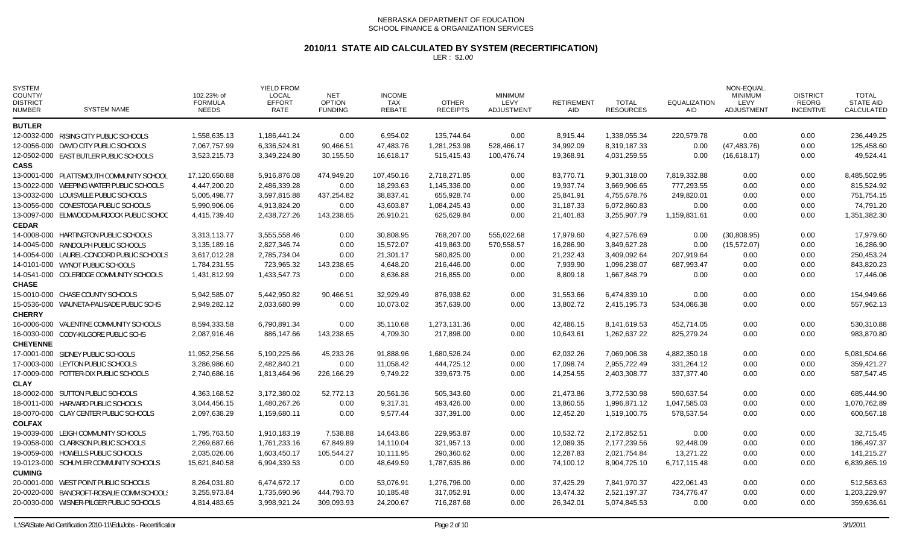NEBRASKA DEPARTMENT OF EDUCATION
SCHOOL FINANCE & ORGANIZATION SERVICES

# 2010/11 STATE AID CALCULATED BY SYSTEM (RECERTIFICATION)

LER : $1.00

| SYSTEM COUNTY/ DISTRICT NUMBER | SYSTEM NAME | 102.23% of FORMULA NEEDS | YIELD FROM LOCAL EFFORT RATE | NET OPTION FUNDING | INCOME TAX REBATE | OTHER RECEIPTS | MINIMUM LEVY ADJUSTMENT | RETIREMENT AID | TOTAL RESOURCES | EQUALIZATION AID | NON-EQUAL. MINIMUM LEVY ADJUSTMENT | DISTRICT REORG INCENTIVE | TOTAL STATE AID CALCULATED |
|---|---|---|---|---|---|---|---|---|---|---|---|---|---|
| **BUTLER** | | | | | | | | | | | | | |
| 12-0032-000 | RISING CITY PUBLIC SCHOOLS | 1,558,635.13 | 1,186,441.24 | 0.00 | 6,954.02 | 135,744.64 | 0.00 | 8,915.44 | 1,338,055.34 | 220,579.78 | 0.00 | 0.00 | 236,449.25 |
| 12-0056-000 | DAVID CITY PUBLIC SCHOOLS | 7,067,757.99 | 6,336,524.81 | 90,466.51 | 47,483.76 | 1,281,253.98 | 528,466.17 | 34,992.09 | 8,319,187.33 | 0.00 | (47,483.76) | 0.00 | 125,458.60 |
| 12-0502-000 | EAST BUTLER PUBLIC SCHOOLS | 3,523,215.73 | 3,349,224.80 | 30,155.50 | 16,618.17 | 515,415.43 | 100,476.74 | 19,368.91 | 4,031,259.55 | 0.00 | (16,618.17) | 0.00 | 49,524.41 |
| **CASS** | | | | | | | | | | | | | |
| 13-0001-000 | PLATTSMOUTH COMMUNITY SCHOOL | 17,120,650.88 | 5,916,876.08 | 474,949.20 | 107,450.16 | 2,718,271.85 | 0.00 | 83,770.71 | 9,301,318.00 | 7,819,332.88 | 0.00 | 0.00 | 8,485,502.95 |
| 13-0022-000 | WEEPING WATER PUBLIC SCHOOLS | 4,447,200.20 | 2,486,339.28 | 0.00 | 18,293.63 | 1,145,336.00 | 0.00 | 19,937.74 | 3,669,906.65 | 777,293.55 | 0.00 | 0.00 | 815,524.92 |
| 13-0032-000 | LOUISVILLE PUBLIC SCHOOLS | 5,005,498.77 | 3,597,815.88 | 437,254.82 | 38,837.41 | 655,928.74 | 0.00 | 25,841.91 | 4,755,678.76 | 249,820.01 | 0.00 | 0.00 | 751,754.15 |
| 13-0056-000 | CONESTOGA PUBLIC SCHOOLS | 5,990,906.06 | 4,913,824.20 | 0.00 | 43,603.87 | 1,084,245.43 | 0.00 | 31,187.33 | 6,072,860.83 | 0.00 | 0.00 | 0.00 | 74,791.20 |
| 13-0097-000 | ELMWOOD-MURDOCK PUBLIC SCHOC | 4,415,739.40 | 2,438,727.26 | 143,238.65 | 26,910.21 | 625,629.84 | 0.00 | 21,401.83 | 3,255,907.79 | 1,159,831.61 | 0.00 | 0.00 | 1,351,382.30 |
| **CEDAR** | | | | | | | | | | | | | |
| 14-0008-000 | HARTINGTON PUBLIC SCHOOLS | 3,313,113.77 | 3,555,558.46 | 0.00 | 30,808.95 | 768,207.00 | 555,022.68 | 17,979.60 | 4,927,576.69 | 0.00 | (30,808.95) | 0.00 | 17,979.60 |
| 14-0045-000 | RANDOLPH PUBLIC SCHOOLS | 3,135,189.16 | 2,827,346.74 | 0.00 | 15,572.07 | 419,863.00 | 570,558.57 | 16,286.90 | 3,849,627.28 | 0.00 | (15,572.07) | 0.00 | 16,286.90 |
| 14-0054-000 | LAUREL-CONCORD PUBLIC SCHOOLS | 3,617,012.28 | 2,785,734.04 | 0.00 | 21,301.17 | 580,825.00 | 0.00 | 21,232.43 | 3,409,092.64 | 207,919.64 | 0.00 | 0.00 | 250,453.24 |
| 14-0101-000 | WYNOT PUBLIC SCHOOLS | 1,784,231.55 | 723,965.32 | 143,238.65 | 4,648.20 | 216,446.00 | 0.00 | 7,939.90 | 1,096,238.07 | 687,993.47 | 0.00 | 0.00 | 843,820.23 |
| 14-0541-000 | COLERIDGE COMMUNITY SCHOOLS | 1,431,812.99 | 1,433,547.73 | 0.00 | 8,636.88 | 216,855.00 | 0.00 | 8,809.18 | 1,667,848.79 | 0.00 | 0.00 | 0.00 | 17,446.06 |
| **CHASE** | | | | | | | | | | | | | |
| 15-0010-000 | CHASE COUNTY SCHOOLS | 5,942,585.07 | 5,442,950.82 | 90,466.51 | 32,929.49 | 876,938.62 | 0.00 | 31,553.66 | 6,474,839.10 | 0.00 | 0.00 | 0.00 | 154,949.66 |
| 15-0536-000 | WAUNETA-PALISADE PUBLIC SCHS | 2,949,282.12 | 2,033,680.99 | 0.00 | 10,073.02 | 357,639.00 | 0.00 | 13,802.72 | 2,415,195.73 | 534,086.38 | 0.00 | 0.00 | 557,962.13 |
| **CHERRY** | | | | | | | | | | | | | |
| 16-0006-000 | VALENTINE COMMUNITY SCHOOLS | 8,594,333.58 | 6,790,891.34 | 0.00 | 35,110.68 | 1,273,131.36 | 0.00 | 42,486.15 | 8,141,619.53 | 452,714.05 | 0.00 | 0.00 | 530,310.88 |
| 16-0030-000 | CODY-KILGORE PUBLIC SCHS | 2,087,916.46 | 886,147.66 | 143,238.65 | 4,709.30 | 217,898.00 | 0.00 | 10,643.61 | 1,262,637.22 | 825,279.24 | 0.00 | 0.00 | 983,870.80 |
| **CHEYENNE** | | | | | | | | | | | | | |
| 17-0001-000 | SIDNEY PUBLIC SCHOOLS | 11,952,256.56 | 5,190,225.66 | 45,233.26 | 91,888.96 | 1,680,526.24 | 0.00 | 62,032.26 | 7,069,906.38 | 4,882,350.18 | 0.00 | 0.00 | 5,081,504.66 |
| 17-0003-000 | LEYTON PUBLIC SCHOOLS | 3,286,986.60 | 2,482,840.21 | 0.00 | 11,058.42 | 444,725.12 | 0.00 | 17,098.74 | 2,955,722.49 | 331,264.12 | 0.00 | 0.00 | 359,421.27 |
| 17-0009-000 | POTTER-DIX PUBLIC SCHOOLS | 2,740,686.16 | 1,813,464.96 | 226,166.29 | 9,749.22 | 339,673.75 | 0.00 | 14,254.55 | 2,403,308.77 | 337,377.40 | 0.00 | 0.00 | 587,547.45 |
| **CLAY** | | | | | | | | | | | | | |
| 18-0002-000 | SUTTON PUBLIC SCHOOLS | 4,363,168.52 | 3,172,380.02 | 52,772.13 | 20,561.36 | 505,343.60 | 0.00 | 21,473.86 | 3,772,530.98 | 590,637.54 | 0.00 | 0.00 | 685,444.90 |
| 18-0011-000 | HARVARD PUBLIC SCHOOLS | 3,044,456.15 | 1,480,267.26 | 0.00 | 9,317.31 | 493,426.00 | 0.00 | 13,860.55 | 1,996,871.12 | 1,047,585.03 | 0.00 | 0.00 | 1,070,762.89 |
| 18-0070-000 | CLAY CENTER PUBLIC SCHOOLS | 2,097,638.29 | 1,159,680.11 | 0.00 | 9,577.44 | 337,391.00 | 0.00 | 12,452.20 | 1,519,100.75 | 578,537.54 | 0.00 | 0.00 | 600,567.18 |
| **COLFAX** | | | | | | | | | | | | | |
| 19-0039-000 | LEIGH COMMUNITY SCHOOLS | 1,795,763.50 | 1,910,183.19 | 7,538.88 | 14,643.86 | 229,953.87 | 0.00 | 10,532.72 | 2,172,852.51 | 0.00 | 0.00 | 0.00 | 32,715.45 |
| 19-0058-000 | CLARKSON PUBLIC SCHOOLS | 2,269,687.66 | 1,761,233.16 | 67,849.89 | 14,110.04 | 321,957.13 | 0.00 | 12,089.35 | 2,177,239.56 | 92,448.09 | 0.00 | 0.00 | 186,497.37 |
| 19-0059-000 | HOWELLS PUBLIC SCHOOLS | 2,035,026.06 | 1,603,450.17 | 105,544.27 | 10,111.95 | 290,360.62 | 0.00 | 12,287.83 | 2,021,754.84 | 13,271.22 | 0.00 | 0.00 | 141,215.27 |
| 19-0123-000 | SCHUYLER COMMUNITY SCHOOLS | 15,621,840.58 | 6,994,339.53 | 0.00 | 48,649.59 | 1,787,635.86 | 0.00 | 74,100.12 | 8,904,725.10 | 6,717,115.48 | 0.00 | 0.00 | 6,839,865.19 |
| **CUMING** | | | | | | | | | | | | | |
| 20-0001-000 | WEST POINT PUBLIC SCHOOLS | 8,264,031.80 | 6,474,672.17 | 0.00 | 53,076.91 | 1,276,796.00 | 0.00 | 37,425.29 | 7,841,970.37 | 422,061.43 | 0.00 | 0.00 | 512,563.63 |
| 20-0020-000 | BANCROFT-ROSALIE COMM SCHOOLS | 3,255,973.84 | 1,735,690.96 | 444,793.70 | 10,185.48 | 317,052.91 | 0.00 | 13,474.32 | 2,521,197.37 | 734,776.47 | 0.00 | 0.00 | 1,203,229.97 |
| 20-0030-000 | WISNER-PILGER PUBLIC SCHOOLS | 4,814,483.65 | 3,998,921.24 | 309,093.93 | 24,200.67 | 716,287.68 | 0.00 | 26,342.01 | 5,074,845.53 | 0.00 | 0.00 | 0.00 | 359,636.61 |

L:\SA\State Aid Certification 2010-11\EduJobs - Recertification 3/1/2011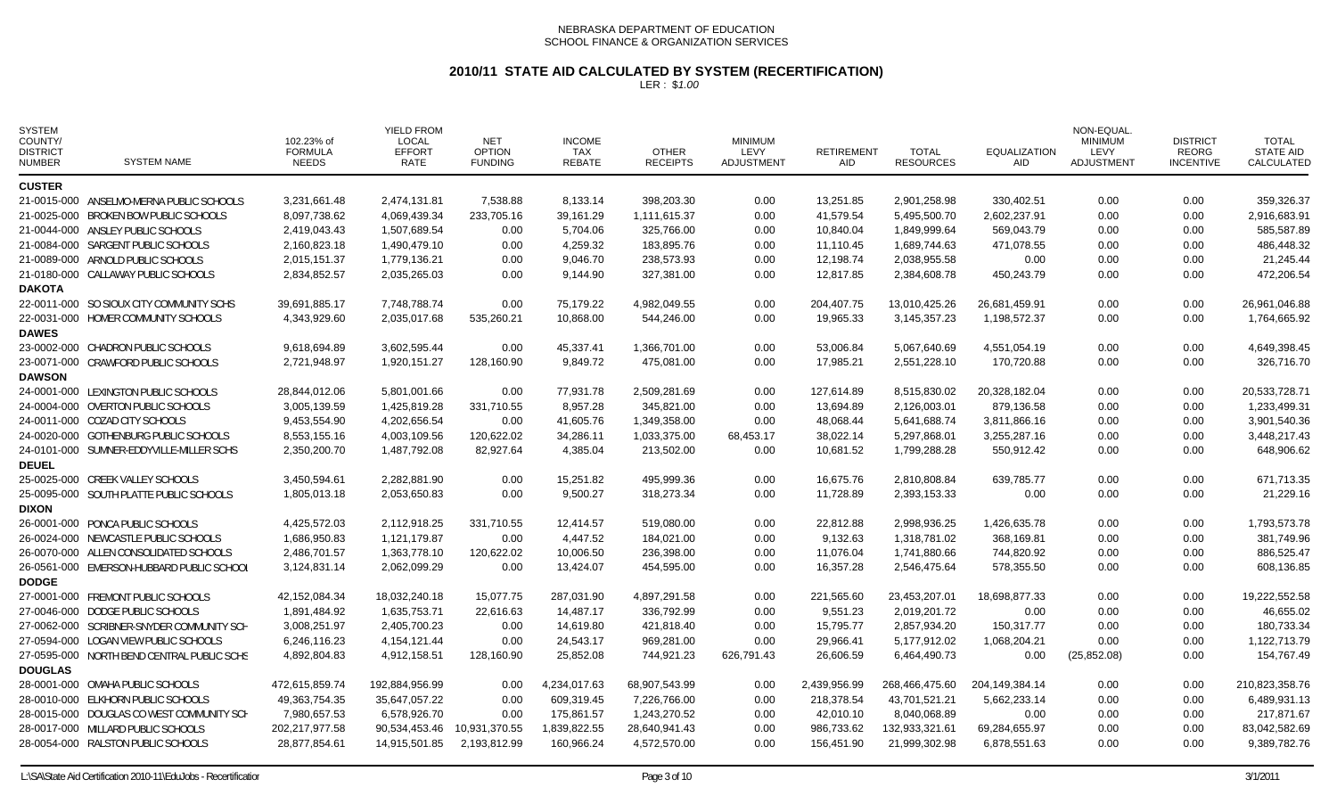NEBRASKA DEPARTMENT OF EDUCATION
SCHOOL FINANCE & ORGANIZATION SERVICES

# 2010/11 STATE AID CALCULATED BY SYSTEM (RECERTIFICATION)

LER : $1.00

| SYSTEM COUNTY/ DISTRICT NUMBER | SYSTEM NAME | 102.23% of FORMULA NEEDS | YIELD FROM LOCAL EFFORT RATE | NET OPTION FUNDING | INCOME TAX REBATE | OTHER RECEIPTS | MINIMUM LEVY ADJUSTMENT | RETIREMENT AID | TOTAL RESOURCES | EQUALIZATION AID | NON-EQUAL. MINIMUM LEVY ADJUSTMENT | DISTRICT REORG INCENTIVE | TOTAL STATE AID CALCULATED |
|---|---|---|---|---|---|---|---|---|---|---|---|---|---|
| **CUSTER** | | | | | | | | | | | | | |
| 21-0015-000 | ANSELMO-MERNA PUBLIC SCHOOLS | 3,231,661.48 | 2,474,131.81 | 7,538.88 | 8,133.14 | 398,203.30 | 0.00 | 13,251.85 | 2,901,258.98 | 330,402.51 | 0.00 | 0.00 | 359,326.37 |
| 21-0025-000 | BROKEN BOW PUBLIC SCHOOLS | 8,097,738.62 | 4,069,439.34 | 233,705.16 | 39,161.29 | 1,111,615.37 | 0.00 | 41,579.54 | 5,495,500.70 | 2,602,237.91 | 0.00 | 0.00 | 2,916,683.91 |
| 21-0044-000 | ANSLEY PUBLIC SCHOOLS | 2,419,043.43 | 1,507,689.54 | 0.00 | 5,704.06 | 325,766.00 | 0.00 | 10,840.04 | 1,849,999.64 | 569,043.79 | 0.00 | 0.00 | 585,587.89 |
| 21-0084-000 | SARGENT PUBLIC SCHOOLS | 2,160,823.18 | 1,490,479.10 | 0.00 | 4,259.32 | 183,895.76 | 0.00 | 11,110.45 | 1,689,744.63 | 471,078.55 | 0.00 | 0.00 | 486,448.32 |
| 21-0089-000 | ARNOLD PUBLIC SCHOOLS | 2,015,151.37 | 1,779,136.21 | 0.00 | 9,046.70 | 238,573.93 | 0.00 | 12,198.74 | 2,038,955.58 | 0.00 | 0.00 | 0.00 | 21,245.44 |
| 21-0180-000 | CALLAWAY PUBLIC SCHOOLS | 2,834,852.57 | 2,035,265.03 | 0.00 | 9,144.90 | 327,381.00 | 0.00 | 12,817.85 | 2,384,608.78 | 450,243.79 | 0.00 | 0.00 | 472,206.54 |
| **DAKOTA** | | | | | | | | | | | | | |
| 22-0011-000 | SO SIOUX CITY COMMUNITY SCHS | 39,691,885.17 | 7,748,788.74 | 0.00 | 75,179.22 | 4,982,049.55 | 0.00 | 204,407.75 | 13,010,425.26 | 26,681,459.91 | 0.00 | 0.00 | 26,961,046.88 |
| 22-0031-000 | HOMER COMMUNITY SCHOOLS | 4,343,929.60 | 2,035,017.68 | 535,260.21 | 10,868.00 | 544,246.00 | 0.00 | 19,965.33 | 3,145,357.23 | 1,198,572.37 | 0.00 | 0.00 | 1,764,665.92 |
| **DAWES** | | | | | | | | | | | | | |
| 23-0002-000 | CHADRON PUBLIC SCHOOLS | 9,618,694.89 | 3,602,595.44 | 0.00 | 45,337.41 | 1,366,701.00 | 0.00 | 53,006.84 | 5,067,640.69 | 4,551,054.19 | 0.00 | 0.00 | 4,649,398.45 |
| 23-0071-000 | CRAWFORD PUBLIC SCHOOLS | 2,721,948.97 | 1,920,151.27 | 128,160.90 | 9,849.72 | 475,081.00 | 0.00 | 17,985.21 | 2,551,228.10 | 170,720.88 | 0.00 | 0.00 | 326,716.70 |
| **DAWSON** | | | | | | | | | | | | | |
| 24-0001-000 | LEXINGTON PUBLIC SCHOOLS | 28,844,012.06 | 5,801,001.66 | 0.00 | 77,931.78 | 2,509,281.69 | 0.00 | 127,614.89 | 8,515,830.02 | 20,328,182.04 | 0.00 | 0.00 | 20,533,728.71 |
| 24-0004-000 | OVERTON PUBLIC SCHOOLS | 3,005,139.59 | 1,425,819.28 | 331,710.55 | 8,957.28 | 345,821.00 | 0.00 | 13,694.89 | 2,126,003.01 | 879,136.58 | 0.00 | 0.00 | 1,233,499.31 |
| 24-0011-000 | COZAD CITY SCHOOLS | 9,453,554.90 | 4,202,656.54 | 0.00 | 41,605.76 | 1,349,358.00 | 0.00 | 48,068.44 | 5,641,688.74 | 3,811,866.16 | 0.00 | 0.00 | 3,901,540.36 |
| 24-0020-000 | GOTHENBURG PUBLIC SCHOOLS | 8,553,155.16 | 4,003,109.56 | 120,622.02 | 34,286.11 | 1,033,375.00 | 68,453.17 | 38,022.14 | 5,297,868.01 | 3,255,287.16 | 0.00 | 0.00 | 3,448,217.43 |
| 24-0101-000 | SUMNER-EDDYVILLE-MILLER SCHS | 2,350,200.70 | 1,487,792.08 | 82,927.64 | 4,385.04 | 213,502.00 | 0.00 | 10,681.52 | 1,799,288.28 | 550,912.42 | 0.00 | 0.00 | 648,906.62 |
| **DEUEL** | | | | | | | | | | | | | |
| 25-0025-000 | CREEK VALLEY SCHOOLS | 3,450,594.61 | 2,282,881.90 | 0.00 | 15,251.82 | 495,999.36 | 0.00 | 16,675.76 | 2,810,808.84 | 639,785.77 | 0.00 | 0.00 | 671,713.35 |
| 25-0095-000 | SOUTH PLATTE PUBLIC SCHOOLS | 1,805,013.18 | 2,053,650.83 | 0.00 | 9,500.27 | 318,273.34 | 0.00 | 11,728.89 | 2,393,153.33 | 0.00 | 0.00 | 0.00 | 21,229.16 |
| **DIXON** | | | | | | | | | | | | | |
| 26-0001-000 | PONCA PUBLIC SCHOOLS | 4,425,572.03 | 2,112,918.25 | 331,710.55 | 12,414.57 | 519,080.00 | 0.00 | 22,812.88 | 2,998,936.25 | 1,426,635.78 | 0.00 | 0.00 | 1,793,573.78 |
| 26-0024-000 | NEWCASTLE PUBLIC SCHOOLS | 1,686,950.83 | 1,121,179.87 | 0.00 | 4,447.52 | 184,021.00 | 0.00 | 9,132.63 | 1,318,781.02 | 368,169.81 | 0.00 | 0.00 | 381,749.96 |
| 26-0070-000 | ALLEN CONSOLIDATED SCHOOLS | 2,486,701.57 | 1,363,778.10 | 120,622.02 | 10,006.50 | 236,398.00 | 0.00 | 11,076.04 | 1,741,880.66 | 744,820.92 | 0.00 | 0.00 | 886,525.47 |
| 26-0561-000 | EMERSON-HUBBARD PUBLIC SCHOOL | 3,124,831.14 | 2,062,099.29 | 0.00 | 13,424.07 | 454,595.00 | 0.00 | 16,357.28 | 2,546,475.64 | 578,355.50 | 0.00 | 0.00 | 608,136.85 |
| **DODGE** | | | | | | | | | | | | | |
| 27-0001-000 | FREMONT PUBLIC SCHOOLS | 42,152,084.34 | 18,032,240.18 | 15,077.75 | 287,031.90 | 4,897,291.58 | 0.00 | 221,565.60 | 23,453,207.01 | 18,698,877.33 | 0.00 | 0.00 | 19,222,552.58 |
| 27-0046-000 | DODGE PUBLIC SCHOOLS | 1,891,484.92 | 1,635,753.71 | 22,616.63 | 14,487.17 | 336,792.99 | 0.00 | 9,551.23 | 2,019,201.72 | 0.00 | 0.00 | 0.00 | 46,655.02 |
| 27-0062-000 | SCRIBNER-SNYDER COMMUNITY SCH | 3,008,251.97 | 2,405,700.23 | 0.00 | 14,619.80 | 421,818.40 | 0.00 | 15,795.77 | 2,857,934.20 | 150,317.77 | 0.00 | 0.00 | 180,733.34 |
| 27-0594-000 | LOGAN VIEW PUBLIC SCHOOLS | 6,246,116.23 | 4,154,121.44 | 0.00 | 24,543.17 | 969,281.00 | 0.00 | 29,966.41 | 5,177,912.02 | 1,068,204.21 | 0.00 | 0.00 | 1,122,713.79 |
| 27-0595-000 | NORTH BEND CENTRAL PUBLIC SCHS | 4,892,804.83 | 4,912,158.51 | 128,160.90 | 25,852.08 | 744,921.23 | 626,791.43 | 26,606.59 | 6,464,490.73 | 0.00 | (25,852.08) | 0.00 | 154,767.49 |
| **DOUGLAS** | | | | | | | | | | | | | |
| 28-0001-000 | OMAHA PUBLIC SCHOOLS | 472,615,859.74 | 192,884,956.99 | 0.00 | 4,234,017.63 | 68,907,543.99 | 0.00 | 2,439,956.99 | 268,466,475.60 | 204,149,384.14 | 0.00 | 0.00 | 210,823,358.76 |
| 28-0010-000 | ELKHORN PUBLIC SCHOOLS | 49,363,754.35 | 35,647,057.22 | 0.00 | 609,319.45 | 7,226,766.00 | 0.00 | 218,378.54 | 43,701,521.21 | 5,662,233.14 | 0.00 | 0.00 | 6,489,931.13 |
| 28-0015-000 | DOUGLAS CO WEST COMMUNITY SCH | 7,980,657.53 | 6,578,926.70 | 0.00 | 175,861.57 | 1,243,270.52 | 0.00 | 42,010.10 | 8,040,068.89 | 0.00 | 0.00 | 0.00 | 217,871.67 |
| 28-0017-000 | MILLARD PUBLIC SCHOOLS | 202,217,977.58 | 90,534,453.46 | 10,931,370.55 | 1,839,822.55 | 28,640,941.43 | 0.00 | 986,733.62 | 132,933,321.61 | 69,284,655.97 | 0.00 | 0.00 | 83,042,582.69 |
| 28-0054-000 | RALSTON PUBLIC SCHOOLS | 28,877,854.61 | 14,915,501.85 | 2,193,812.99 | 160,966.24 | 4,572,570.00 | 0.00 | 156,451.90 | 21,999,302.98 | 6,878,551.63 | 0.00 | 0.00 | 9,389,782.76 |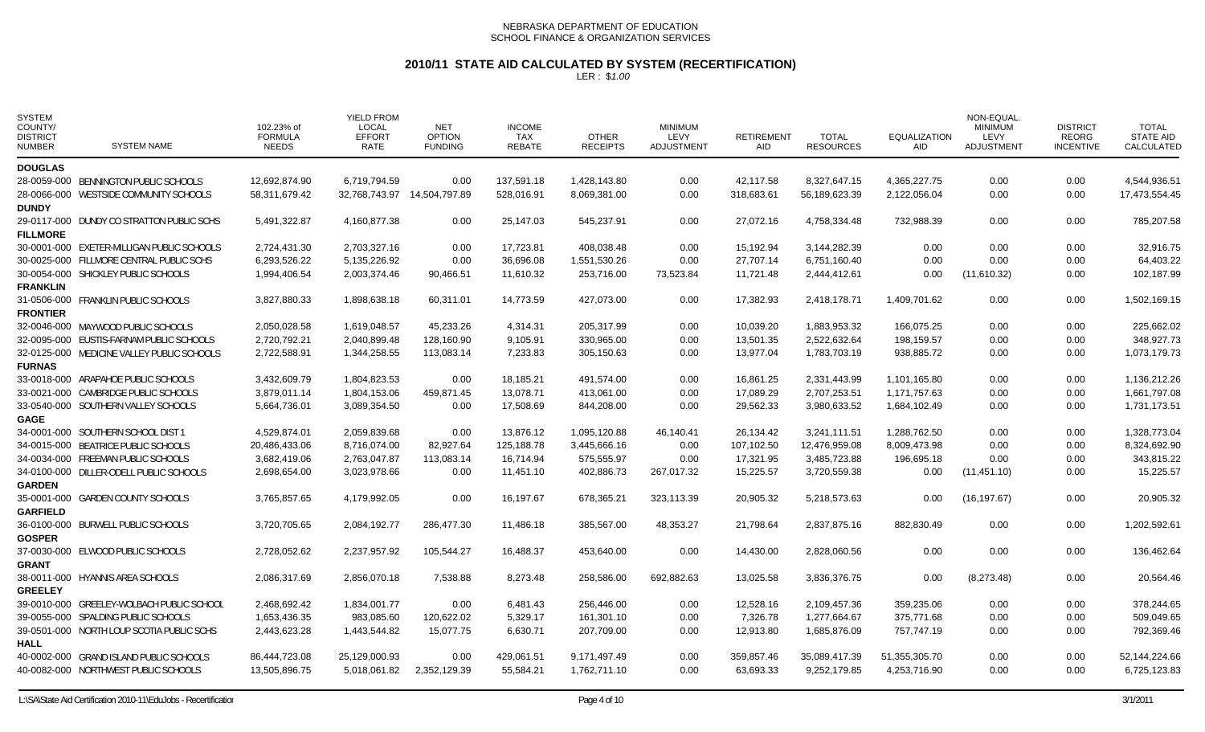NEBRASKA DEPARTMENT OF EDUCATION
SCHOOL FINANCE & ORGANIZATION SERVICES

# 2010/11 STATE AID CALCULATED BY SYSTEM (RECERTIFICATION)

LER : $1.00

| SYSTEM COUNTY/ DISTRICT NUMBER | SYSTEM NAME | 102.23% of FORMULA NEEDS | YIELD FROM LOCAL EFFORT RATE | NET OPTION FUNDING | INCOME TAX REBATE | OTHER RECEIPTS | MINIMUM LEVY ADJUSTMENT | RETIREMENT AID | TOTAL RESOURCES | EQUALIZATION AID | NON-EQUAL. MINIMUM LEVY ADJUSTMENT | DISTRICT REORG INCENTIVE | TOTAL STATE AID CALCULATED |
|---|---|---|---|---|---|---|---|---|---|---|---|---|---|
| **DOUGLAS** | | | | | | | | | | | | | |
| 28-0059-000 | BENNINGTON PUBLIC SCHOOLS | 12,692,874.90 | 6,719,794.59 | 0.00 | 137,591.18 | 1,428,143.80 | 0.00 | 42,117.58 | 8,327,647.15 | 4,365,227.75 | 0.00 | 0.00 | 4,544,936.51 |
| 28-0066-000 | WESTSIDE COMMUNITY SCHOOLS | 58,311,679.42 | 32,768,743.97 | 14,504,797.89 | 528,016.91 | 8,069,381.00 | 0.00 | 318,683.61 | 56,189,623.39 | 2,122,056.04 | 0.00 | 0.00 | 17,473,554.45 |
| **DUNDY** | | | | | | | | | | | | | |
| 29-0117-000 | DUNDY CO STRATTON PUBLIC SCHS | 5,491,322.87 | 4,160,877.38 | 0.00 | 25,147.03 | 545,237.91 | 0.00 | 27,072.16 | 4,758,334.48 | 732,988.39 | 0.00 | 0.00 | 785,207.58 |
| **FILLMORE** | | | | | | | | | | | | | |
| 30-0001-000 | EXETER-MILLIGAN PUBLIC SCHOOLS | 2,724,431.30 | 2,703,327.16 | 0.00 | 17,723.81 | 408,038.48 | 0.00 | 15,192.94 | 3,144,282.39 | 0.00 | 0.00 | 0.00 | 32,916.75 |
| 30-0025-000 | FILLMORE CENTRAL PUBLIC SCHS | 6,293,526.22 | 5,135,226.92 | 0.00 | 36,696.08 | 1,551,530.26 | 0.00 | 27,707.14 | 6,751,160.40 | 0.00 | 0.00 | 0.00 | 64,403.22 |
| 30-0054-000 | SHICKLEY PUBLIC SCHOOLS | 1,994,406.54 | 2,003,374.46 | 90,466.51 | 11,610.32 | 253,716.00 | 73,523.84 | 11,721.48 | 2,444,412.61 | 0.00 | (11,610.32) | 0.00 | 102,187.99 |
| **FRANKLIN** | | | | | | | | | | | | | |
| 31-0506-000 | FRANKLIN PUBLIC SCHOOLS | 3,827,880.33 | 1,898,638.18 | 60,311.01 | 14,773.59 | 427,073.00 | 0.00 | 17,382.93 | 2,418,178.71 | 1,409,701.62 | 0.00 | 0.00 | 1,502,169.15 |
| **FRONTIER** | | | | | | | | | | | | | |
| 32-0046-000 | MAYWOOD PUBLIC SCHOOLS | 2,050,028.58 | 1,619,048.57 | 45,233.26 | 4,314.31 | 205,317.99 | 0.00 | 10,039.20 | 1,883,953.32 | 166,075.25 | 0.00 | 0.00 | 225,662.02 |
| 32-0095-000 | EUSTIS-FARNAM PUBLIC SCHOOLS | 2,720,792.21 | 2,040,899.48 | 128,160.90 | 9,105.91 | 330,965.00 | 0.00 | 13,501.35 | 2,522,632.64 | 198,159.57 | 0.00 | 0.00 | 348,927.73 |
| 32-0125-000 | MEDICINE VALLEY PUBLIC SCHOOLS | 2,722,588.91 | 1,344,258.55 | 113,083.14 | 7,233.83 | 305,150.63 | 0.00 | 13,977.04 | 1,783,703.19 | 938,885.72 | 0.00 | 0.00 | 1,073,179.73 |
| **FURNAS** | | | | | | | | | | | | | |
| 33-0018-000 | ARAPAHOE PUBLIC SCHOOLS | 3,432,609.79 | 1,804,823.53 | 0.00 | 18,185.21 | 491,574.00 | 0.00 | 16,861.25 | 2,331,443.99 | 1,101,165.80 | 0.00 | 0.00 | 1,136,212.26 |
| 33-0021-000 | CAMBRIDGE PUBLIC SCHOOLS | 3,879,011.14 | 1,804,153.06 | 459,871.45 | 13,078.71 | 413,061.00 | 0.00 | 17,089.29 | 2,707,253.51 | 1,171,757.63 | 0.00 | 0.00 | 1,661,797.08 |
| 33-0540-000 | SOUTHERN VALLEY SCHOOLS | 5,664,736.01 | 3,089,354.50 | 0.00 | 17,508.69 | 844,208.00 | 0.00 | 29,562.33 | 3,980,633.52 | 1,684,102.49 | 0.00 | 0.00 | 1,731,173.51 |
| **GAGE** | | | | | | | | | | | | | |
| 34-0001-000 | SOUTHERN SCHOOL DIST 1 | 4,529,874.01 | 2,059,839.68 | 0.00 | 13,876.12 | 1,095,120.88 | 46,140.41 | 26,134.42 | 3,241,111.51 | 1,288,762.50 | 0.00 | 0.00 | 1,328,773.04 |
| 34-0015-000 | BEATRICE PUBLIC SCHOOLS | 20,486,433.06 | 8,716,074.00 | 82,927.64 | 125,188.78 | 3,445,666.16 | 0.00 | 107,102.50 | 12,476,959.08 | 8,009,473.98 | 0.00 | 0.00 | 8,324,692.90 |
| 34-0034-000 | FREEMAN PUBLIC SCHOOLS | 3,682,419.06 | 2,763,047.87 | 113,083.14 | 16,714.94 | 575,555.97 | 0.00 | 17,321.95 | 3,485,723.88 | 196,695.18 | 0.00 | 0.00 | 343,815.22 |
| 34-0100-000 | DILLER-ODELL PUBLIC SCHOOLS | 2,698,654.00 | 3,023,978.66 | 0.00 | 11,451.10 | 402,886.73 | 267,017.32 | 15,225.57 | 3,720,559.38 | 0.00 | (11,451.10) | 0.00 | 15,225.57 |
| **GARDEN** | | | | | | | | | | | | | |
| 35-0001-000 | GARDEN COUNTY SCHOOLS | 3,765,857.65 | 4,179,992.05 | 0.00 | 16,197.67 | 678,365.21 | 323,113.39 | 20,905.32 | 5,218,573.63 | 0.00 | (16,197.67) | 0.00 | 20,905.32 |
| **GARFIELD** | | | | | | | | | | | | | |
| 36-0100-000 | BURWELL PUBLIC SCHOOLS | 3,720,705.65 | 2,084,192.77 | 286,477.30 | 11,486.18 | 385,567.00 | 48,353.27 | 21,798.64 | 2,837,875.16 | 882,830.49 | 0.00 | 0.00 | 1,202,592.61 |
| **GOSPER** | | | | | | | | | | | | | |
| 37-0030-000 | ELWOOD PUBLIC SCHOOLS | 2,728,052.62 | 2,237,957.92 | 105,544.27 | 16,488.37 | 453,640.00 | 0.00 | 14,430.00 | 2,828,060.56 | 0.00 | 0.00 | 0.00 | 136,462.64 |
| **GRANT** | | | | | | | | | | | | | |
| 38-0011-000 | HYANNIS AREA SCHOOLS | 2,086,317.69 | 2,856,070.18 | 7,538.88 | 8,273.48 | 258,586.00 | 692,882.63 | 13,025.58 | 3,836,376.75 | 0.00 | (8,273.48) | 0.00 | 20,564.46 |
| **GREELEY** | | | | | | | | | | | | | |
| 39-0010-000 | GREELEY-WOLBACH PUBLIC SCHOOL | 2,468,692.42 | 1,834,001.77 | 0.00 | 6,481.43 | 256,446.00 | 0.00 | 12,528.16 | 2,109,457.36 | 359,235.06 | 0.00 | 0.00 | 378,244.65 |
| 39-0055-000 | SPALDING PUBLIC SCHOOLS | 1,653,436.35 | 983,085.60 | 120,622.02 | 5,329.17 | 161,301.10 | 0.00 | 7,326.78 | 1,277,664.67 | 375,771.68 | 0.00 | 0.00 | 509,049.65 |
| 39-0501-000 | NORTH LOUP SCOTIA PUBLIC SCHS | 2,443,623.28 | 1,443,544.82 | 15,077.75 | 6,630.71 | 207,709.00 | 0.00 | 12,913.80 | 1,685,876.09 | 757,747.19 | 0.00 | 0.00 | 792,369.46 |
| **HALL** | | | | | | | | | | | | | |
| 40-0002-000 | GRAND ISLAND PUBLIC SCHOOLS | 86,444,723.08 | 25,129,000.93 | 0.00 | 429,061.51 | 9,171,497.49 | 0.00 | 359,857.46 | 35,089,417.39 | 51,355,305.70 | 0.00 | 0.00 | 52,144,224.66 |
| 40-0082-000 | NORTHWEST PUBLIC SCHOOLS | 13,505,896.75 | 5,018,061.82 | 2,352,129.39 | 55,584.21 | 1,762,711.10 | 0.00 | 63,693.33 | 9,252,179.85 | 4,253,716.90 | 0.00 | 0.00 | 6,725,123.83 |

L:\SA\State Aid Certification 2010-11\EduJobs - Recertificatior

3/1/2011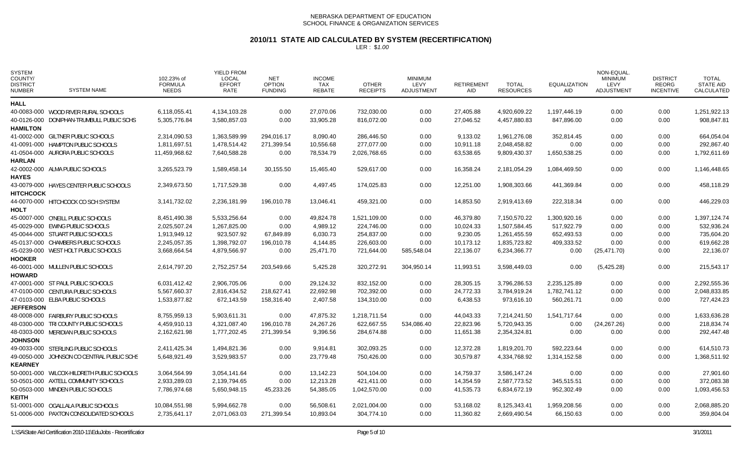NEBRASKA DEPARTMENT OF EDUCATION
SCHOOL FINANCE & ORGANIZATION SERVICES

# 2010/11 STATE AID CALCULATED BY SYSTEM (RECERTIFICATION)

LER : $1.00

| SYSTEM COUNTY/ DISTRICT NUMBER | SYSTEM NAME | 102.23% of FORMULA NEEDS | YIELD FROM LOCAL EFFORT RATE | NET OPTION FUNDING | INCOME TAX REBATE | OTHER RECEIPTS | MINIMUM LEVY ADJUSTMENT | RETIREMENT AID | TOTAL RESOURCES | EQUALIZATION AID | NON-EQUAL. MINIMUM LEVY ADJUSTMENT | DISTRICT REORG INCENTIVE | TOTAL STATE AID CALCULATED |
|---|---|---|---|---|---|---|---|---|---|---|---|---|---|
| **HALL** | | | | | | | | | | | | | |
| 40-0083-000 | WOOD RIVER RURAL SCHOOLS | 6,118,055.41 | 4,134,103.28 | 0.00 | 27,070.06 | 732,030.00 | 0.00 | 27,405.88 | 4,920,609.22 | 1,197,446.19 | 0.00 | 0.00 | 1,251,922.13 |
| 40-0126-000 | DONIPHAN-TRUMBULL PUBLIC SCHS | 5,305,776.84 | 3,580,857.03 | 0.00 | 33,905.28 | 816,072.00 | 0.00 | 27,046.52 | 4,457,880.83 | 847,896.00 | 0.00 | 0.00 | 908,847.81 |
| **HAMILTON** | | | | | | | | | | | | | |
| 41-0002-000 | GILTNER PUBLIC SCHOOLS | 2,314,090.53 | 1,363,589.99 | 294,016.17 | 8,090.40 | 286,446.50 | 0.00 | 9,133.02 | 1,961,276.08 | 352,814.45 | 0.00 | 0.00 | 664,054.04 |
| 41-0091-000 | HAMPTON PUBLIC SCHOOLS | 1,811,697.51 | 1,478,514.42 | 271,399.54 | 10,556.68 | 277,077.00 | 0.00 | 10,911.18 | 2,048,458.82 | 0.00 | 0.00 | 0.00 | 292,867.40 |
| 41-0504-000 | AURORA PUBLIC SCHOOLS | 11,459,968.62 | 7,640,588.28 | 0.00 | 78,534.79 | 2,026,768.65 | 0.00 | 63,538.65 | 9,809,430.37 | 1,650,538.25 | 0.00 | 0.00 | 1,792,611.69 |
| **HARLAN** | | | | | | | | | | | | | |
| 42-0002-000 | ALMA PUBLIC SCHOOLS | 3,265,523.79 | 1,589,458.14 | 30,155.50 | 15,465.40 | 529,617.00 | 0.00 | 16,358.24 | 2,181,054.29 | 1,084,469.50 | 0.00 | 0.00 | 1,146,448.65 |
| **HAYES** | | | | | | | | | | | | | |
| 43-0079-000 | HAYES CENTER PUBLIC SCHOOLS | 2,349,673.50 | 1,717,529.38 | 0.00 | 4,497.45 | 174,025.83 | 0.00 | 12,251.00 | 1,908,303.66 | 441,369.84 | 0.00 | 0.00 | 458,118.29 |
| **HITCHCOCK** | | | | | | | | | | | | | |
| 44-0070-000 | HITCHCOCK CO SCH SYSTEM | 3,141,732.02 | 2,236,181.99 | 196,010.78 | 13,046.41 | 459,321.00 | 0.00 | 14,853.50 | 2,919,413.69 | 222,318.34 | 0.00 | 0.00 | 446,229.03 |
| **HOLT** | | | | | | | | | | | | | |
| 45-0007-000 | O'NEILL PUBLIC SCHOOLS | 8,451,490.38 | 5,533,256.64 | 0.00 | 49,824.78 | 1,521,109.00 | 0.00 | 46,379.80 | 7,150,570.22 | 1,300,920.16 | 0.00 | 0.00 | 1,397,124.74 |
| 45-0029-000 | EWING PUBLIC SCHOOLS | 2,025,507.24 | 1,267,825.00 | 0.00 | 4,989.12 | 224,746.00 | 0.00 | 10,024.33 | 1,507,584.45 | 517,922.79 | 0.00 | 0.00 | 532,936.24 |
| 45-0044-000 | STUART PUBLIC SCHOOLS | 1,913,949.12 | 923,507.92 | 67,849.89 | 6,030.73 | 254,837.00 | 0.00 | 9,230.05 | 1,261,455.59 | 652,493.53 | 0.00 | 0.00 | 735,604.20 |
| 45-0137-000 | CHAMBERS PUBLIC SCHOOLS | 2,245,057.35 | 1,398,792.07 | 196,010.78 | 4,144.85 | 226,603.00 | 0.00 | 10,173.12 | 1,835,723.82 | 409,333.52 | 0.00 | 0.00 | 619,662.28 |
| 45-0239-000 | WEST HOLT PUBLIC SCHOOLS | 3,668,664.54 | 4,879,566.97 | 0.00 | 25,471.70 | 721,644.00 | 585,548.04 | 22,136.07 | 6,234,366.77 | 0.00 | (25,471.70) | 0.00 | 22,136.07 |
| **HOOKER** | | | | | | | | | | | | | |
| 46-0001-000 | MULLEN PUBLIC SCHOOLS | 2,614,797.20 | 2,752,257.54 | 203,549.66 | 5,425.28 | 320,272.91 | 304,950.14 | 11,993.51 | 3,598,449.03 | 0.00 | (5,425.28) | 0.00 | 215,543.17 |
| **HOWARD** | | | | | | | | | | | | | |
| 47-0001-000 | ST PAUL PUBLIC SCHOOLS | 6,031,412.42 | 2,906,705.06 | 0.00 | 29,124.32 | 832,152.00 | 0.00 | 28,305.15 | 3,796,286.53 | 2,235,125.89 | 0.00 | 0.00 | 2,292,555.36 |
| 47-0100-000 | CENTURA PUBLIC SCHOOLS | 5,567,660.37 | 2,816,434.52 | 218,627.41 | 22,692.98 | 702,392.00 | 0.00 | 24,772.33 | 3,784,919.24 | 1,782,741.12 | 0.00 | 0.00 | 2,048,833.85 |
| 47-0103-000 | ELBA PUBLIC SCHOOLS | 1,533,877.82 | 672,143.59 | 158,316.40 | 2,407.58 | 134,310.00 | 0.00 | 6,438.53 | 973,616.10 | 560,261.71 | 0.00 | 0.00 | 727,424.23 |
| **JEFFERSON** | | | | | | | | | | | | | |
| 48-0008-000 | FAIRBURY PUBLIC SCHOOLS | 8,755,959.13 | 5,903,611.31 | 0.00 | 47,875.32 | 1,218,711.54 | 0.00 | 44,043.33 | 7,214,241.50 | 1,541,717.64 | 0.00 | 0.00 | 1,633,636.28 |
| 48-0300-000 | TRI COUNTY PUBLIC SCHOOLS | 4,459,910.13 | 4,321,087.40 | 196,010.78 | 24,267.26 | 622,667.55 | 534,086.40 | 22,823.96 | 5,720,943.35 | 0.00 | (24,267.26) | 0.00 | 218,834.74 |
| 48-0303-000 | MERIDIAN PUBLIC SCHOOLS | 2,162,621.98 | 1,777,202.45 | 271,399.54 | 9,396.56 | 284,674.88 | 0.00 | 11,651.38 | 2,354,324.81 | 0.00 | 0.00 | 0.00 | 292,447.48 |
| **JOHNSON** | | | | | | | | | | | | | |
| 49-0033-000 | STERLING PUBLIC SCHOOLS | 2,411,425.34 | 1,494,821.36 | 0.00 | 9,914.81 | 302,093.25 | 0.00 | 12,372.28 | 1,819,201.70 | 592,223.64 | 0.00 | 0.00 | 614,510.73 |
| 49-0050-000 | JOHNSON CO CENTRAL PUBLIC SCHS | 5,648,921.49 | 3,529,983.57 | 0.00 | 23,779.48 | 750,426.00 | 0.00 | 30,579.87 | 4,334,768.92 | 1,314,152.58 | 0.00 | 0.00 | 1,368,511.92 |
| **KEARNEY** | | | | | | | | | | | | | |
| 50-0001-000 | WILCOX-HILDRETH PUBLIC SCHOOLS | 3,064,564.99 | 3,054,141.64 | 0.00 | 13,142.23 | 504,104.00 | 0.00 | 14,759.37 | 3,586,147.24 | 0.00 | 0.00 | 0.00 | 27,901.60 |
| 50-0501-000 | AXTELL COMMUNITY SCHOOLS | 2,933,289.03 | 2,139,794.65 | 0.00 | 12,213.28 | 421,411.00 | 0.00 | 14,354.59 | 2,587,773.52 | 345,515.51 | 0.00 | 0.00 | 372,083.38 |
| 50-0503-000 | MINDEN PUBLIC SCHOOLS | 7,786,974.68 | 5,650,948.15 | 45,233.26 | 54,385.05 | 1,042,570.00 | 0.00 | 41,535.73 | 6,834,672.19 | 952,302.49 | 0.00 | 0.00 | 1,093,456.53 |
| **KEITH** | | | | | | | | | | | | | |
| 51-0001-000 | OGALLALA PUBLIC SCHOOLS | 10,084,551.98 | 5,994,662.78 | 0.00 | 56,508.61 | 2,021,004.00 | 0.00 | 53,168.02 | 8,125,343.41 | 1,959,208.56 | 0.00 | 0.00 | 2,068,885.20 |
| 51-0006-000 | PAXTON CONSOLIDATED SCHOOLS | 2,735,641.17 | 2,071,063.03 | 271,399.54 | 10,893.04 | 304,774.10 | 0.00 | 11,360.82 | 2,669,490.54 | 66,150.63 | 0.00 | 0.00 | 359,804.04 |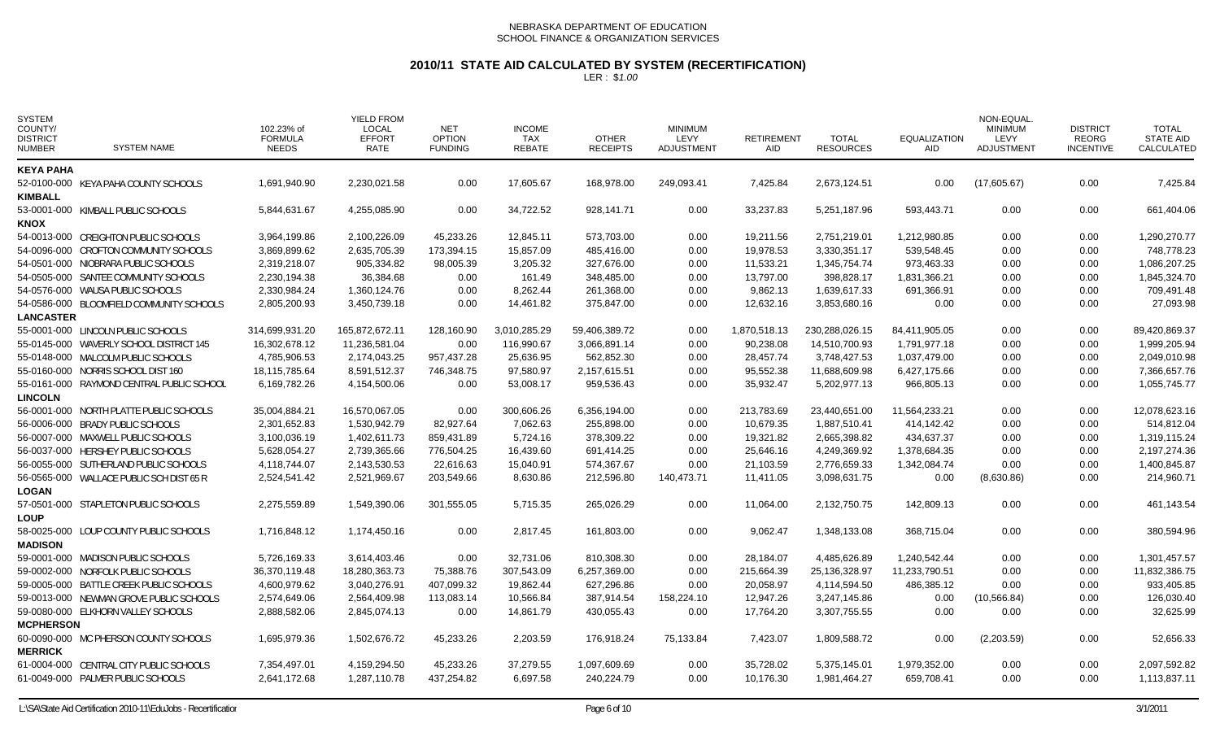NEBRASKA DEPARTMENT OF EDUCATION
SCHOOL FINANCE & ORGANIZATION SERVICES

# 2010/11 STATE AID CALCULATED BY SYSTEM (RECERTIFICATION)

LER : $1.00

| SYSTEM COUNTY/ DISTRICT NUMBER | SYSTEM NAME | 102.23% of FORMULA NEEDS | YIELD FROM LOCAL EFFORT RATE | NET OPTION FUNDING | INCOME TAX REBATE | OTHER RECEIPTS | MINIMUM LEVY ADJUSTMENT | RETIREMENT AID | TOTAL RESOURCES | EQUALIZATION AID | NON-EQUAL. MINIMUM LEVY ADJUSTMENT | DISTRICT REORG INCENTIVE | TOTAL STATE AID CALCULATED |
|---|---|---|---|---|---|---|---|---|---|---|---|---|---|
| **KEYA PAHA** | | | | | | | | | | | | | |
| 52-0100-000 | KEYA PAHA COUNTY SCHOOLS | 1,691,940.90 | 2,230,021.58 | 0.00 | 17,605.67 | 168,978.00 | 249,093.41 | 7,425.84 | 2,673,124.51 | 0.00 | (17,605.67) | 0.00 | 7,425.84 |
| **KIMBALL** | | | | | | | | | | | | | |
| 53-0001-000 | KIMBALL PUBLIC SCHOOLS | 5,844,631.67 | 4,255,085.90 | 0.00 | 34,722.52 | 928,141.71 | 0.00 | 33,237.83 | 5,251,187.96 | 593,443.71 | 0.00 | 0.00 | 661,404.06 |
| **KNOX** | | | | | | | | | | | | | |
| 54-0013-000 | CREIGHTON PUBLIC SCHOOLS | 3,964,199.86 | 2,100,226.09 | 45,233.26 | 12,845.11 | 573,703.00 | 0.00 | 19,211.56 | 2,751,219.01 | 1,212,980.85 | 0.00 | 0.00 | 1,290,270.77 |
| 54-0096-000 | CROFTON COMMUNITY SCHOOLS | 3,869,899.62 | 2,635,705.39 | 173,394.15 | 15,857.09 | 485,416.00 | 0.00 | 19,978.53 | 3,330,351.17 | 539,548.45 | 0.00 | 0.00 | 748,778.23 |
| 54-0501-000 | NIOBRARA PUBLIC SCHOOLS | 2,319,218.07 | 905,334.82 | 98,005.39 | 3,205.32 | 327,676.00 | 0.00 | 11,533.21 | 1,345,754.74 | 973,463.33 | 0.00 | 0.00 | 1,086,207.25 |
| 54-0505-000 | SANTEE COMMUNITY SCHOOLS | 2,230,194.38 | 36,384.68 | 0.00 | 161.49 | 348,485.00 | 0.00 | 13,797.00 | 398,828.17 | 1,831,366.21 | 0.00 | 0.00 | 1,845,324.70 |
| 54-0576-000 | WAUSA PUBLIC SCHOOLS | 2,330,984.24 | 1,360,124.76 | 0.00 | 8,262.44 | 261,368.00 | 0.00 | 9,862.13 | 1,639,617.33 | 691,366.91 | 0.00 | 0.00 | 709,491.48 |
| 54-0586-000 | BLOOMFIELD COMMUNITY SCHOOLS | 2,805,200.93 | 3,450,739.18 | 0.00 | 14,461.82 | 375,847.00 | 0.00 | 12,632.16 | 3,853,680.16 | 0.00 | 0.00 | 0.00 | 27,093.98 |
| **LANCASTER** | | | | | | | | | | | | | |
| 55-0001-000 | LINCOLN PUBLIC SCHOOLS | 314,699,931.20 | 165,872,672.11 | 128,160.90 | 3,010,285.29 | 59,406,389.72 | 0.00 | 1,870,518.13 | 230,288,026.15 | 84,411,905.05 | 0.00 | 0.00 | 89,420,869.37 |
| 55-0145-000 | WAVERLY SCHOOL DISTRICT 145 | 16,302,678.12 | 11,236,581.04 | 0.00 | 116,990.67 | 3,066,891.14 | 0.00 | 90,238.08 | 14,510,700.93 | 1,791,977.18 | 0.00 | 0.00 | 1,999,205.94 |
| 55-0148-000 | MALCOLM PUBLIC SCHOOLS | 4,785,906.53 | 2,174,043.25 | 957,437.28 | 25,636.95 | 562,852.30 | 0.00 | 28,457.74 | 3,748,427.53 | 1,037,479.00 | 0.00 | 0.00 | 2,049,010.98 |
| 55-0160-000 | NORRIS SCHOOL DIST 160 | 18,115,785.64 | 8,591,512.37 | 746,348.75 | 97,580.97 | 2,157,615.51 | 0.00 | 95,552.38 | 11,688,609.98 | 6,427,175.66 | 0.00 | 0.00 | 7,366,657.76 |
| 55-0161-000 | RAYMOND CENTRAL PUBLIC SCHOOL | 6,169,782.26 | 4,154,500.06 | 0.00 | 53,008.17 | 959,536.43 | 0.00 | 35,932.47 | 5,202,977.13 | 966,805.13 | 0.00 | 0.00 | 1,055,745.77 |
| **LINCOLN** | | | | | | | | | | | | | |
| 56-0001-000 | NORTH PLATTE PUBLIC SCHOOLS | 35,004,884.21 | 16,570,067.05 | 0.00 | 300,606.26 | 6,356,194.00 | 0.00 | 213,783.69 | 23,440,651.00 | 11,564,233.21 | 0.00 | 0.00 | 12,078,623.16 |
| 56-0006-000 | BRADY PUBLIC SCHOOLS | 2,301,652.83 | 1,530,942.79 | 82,927.64 | 7,062.63 | 255,898.00 | 0.00 | 10,679.35 | 1,887,510.41 | 414,142.42 | 0.00 | 0.00 | 514,812.04 |
| 56-0007-000 | MAXWELL PUBLIC SCHOOLS | 3,100,036.19 | 1,402,611.73 | 859,431.89 | 5,724.16 | 378,309.22 | 0.00 | 19,321.82 | 2,665,398.82 | 434,637.37 | 0.00 | 0.00 | 1,319,115.24 |
| 56-0037-000 | HERSHEY PUBLIC SCHOOLS | 5,628,054.27 | 2,739,365.66 | 776,504.25 | 16,439.60 | 691,414.25 | 0.00 | 25,646.16 | 4,249,369.92 | 1,378,684.35 | 0.00 | 0.00 | 2,197,274.36 |
| 56-0055-000 | SUTHERLAND PUBLIC SCHOOLS | 4,118,744.07 | 2,143,530.53 | 22,616.63 | 15,040.91 | 574,367.67 | 0.00 | 21,103.59 | 2,776,659.33 | 1,342,084.74 | 0.00 | 0.00 | 1,400,845.87 |
| 56-0565-000 | WALLACE PUBLIC SCH DIST 65 R | 2,524,541.42 | 2,521,969.67 | 203,549.66 | 8,630.86 | 212,596.80 | 140,473.71 | 11,411.05 | 3,098,631.75 | 0.00 | (8,630.86) | 0.00 | 214,960.71 |
| **LOGAN** | | | | | | | | | | | | | |
| 57-0501-000 | STAPLETON PUBLIC SCHOOLS | 2,275,559.89 | 1,549,390.06 | 301,555.05 | 5,715.35 | 265,026.29 | 0.00 | 11,064.00 | 2,132,750.75 | 142,809.13 | 0.00 | 0.00 | 461,143.54 |
| **LOUP** | | | | | | | | | | | | | |
| 58-0025-000 | LOUP COUNTY PUBLIC SCHOOLS | 1,716,848.12 | 1,174,450.16 | 0.00 | 2,817.45 | 161,803.00 | 0.00 | 9,062.47 | 1,348,133.08 | 368,715.04 | 0.00 | 0.00 | 380,594.96 |
| **MADISON** | | | | | | | | | | | | | |
| 59-0001-000 | MADISON PUBLIC SCHOOLS | 5,726,169.33 | 3,614,403.46 | 0.00 | 32,731.06 | 810,308.30 | 0.00 | 28,184.07 | 4,485,626.89 | 1,240,542.44 | 0.00 | 0.00 | 1,301,457.57 |
| 59-0002-000 | NORFOLK PUBLIC SCHOOLS | 36,370,119.48 | 18,280,363.73 | 75,388.76 | 307,543.09 | 6,257,369.00 | 0.00 | 215,664.39 | 25,136,328.97 | 11,233,790.51 | 0.00 | 0.00 | 11,832,386.75 |
| 59-0005-000 | BATTLE CREEK PUBLIC SCHOOLS | 4,600,979.62 | 3,040,276.91 | 407,099.32 | 19,862.44 | 627,296.86 | 0.00 | 20,058.97 | 4,114,594.50 | 486,385.12 | 0.00 | 0.00 | 933,405.85 |
| 59-0013-000 | NEWMAN GROVE PUBLIC SCHOOLS | 2,574,649.06 | 2,564,409.98 | 113,083.14 | 10,566.84 | 387,914.54 | 158,224.10 | 12,947.26 | 3,247,145.86 | 0.00 | (10,566.84) | 0.00 | 126,030.40 |
| 59-0080-000 | ELKHORN VALLEY SCHOOLS | 2,888,582.06 | 2,845,074.13 | 0.00 | 14,861.79 | 430,055.43 | 0.00 | 17,764.20 | 3,307,755.55 | 0.00 | 0.00 | 0.00 | 32,625.99 |
| **MCPHERSON** | | | | | | | | | | | | | |
| 60-0090-000 | MC PHERSON COUNTY SCHOOLS | 1,695,979.36 | 1,502,676.72 | 45,233.26 | 2,203.59 | 176,918.24 | 75,133.84 | 7,423.07 | 1,809,588.72 | 0.00 | (2,203.59) | 0.00 | 52,656.33 |
| **MERRICK** | | | | | | | | | | | | | |
| 61-0004-000 | CENTRAL CITY PUBLIC SCHOOLS | 7,354,497.01 | 4,159,294.50 | 45,233.26 | 37,279.55 | 1,097,609.69 | 0.00 | 35,728.02 | 5,375,145.01 | 1,979,352.00 | 0.00 | 0.00 | 2,097,592.82 |
| 61-0049-000 | PALMER PUBLIC SCHOOLS | 2,641,172.68 | 1,287,110.78 | 437,254.82 | 6,697.58 | 240,224.79 | 0.00 | 10,176.30 | 1,981,464.27 | 659,708.41 | 0.00 | 0.00 | 1,113,837.11 |

L:\SA\State Aid Certification 2010-11\EduJobs - Recertificatior 3/1/2011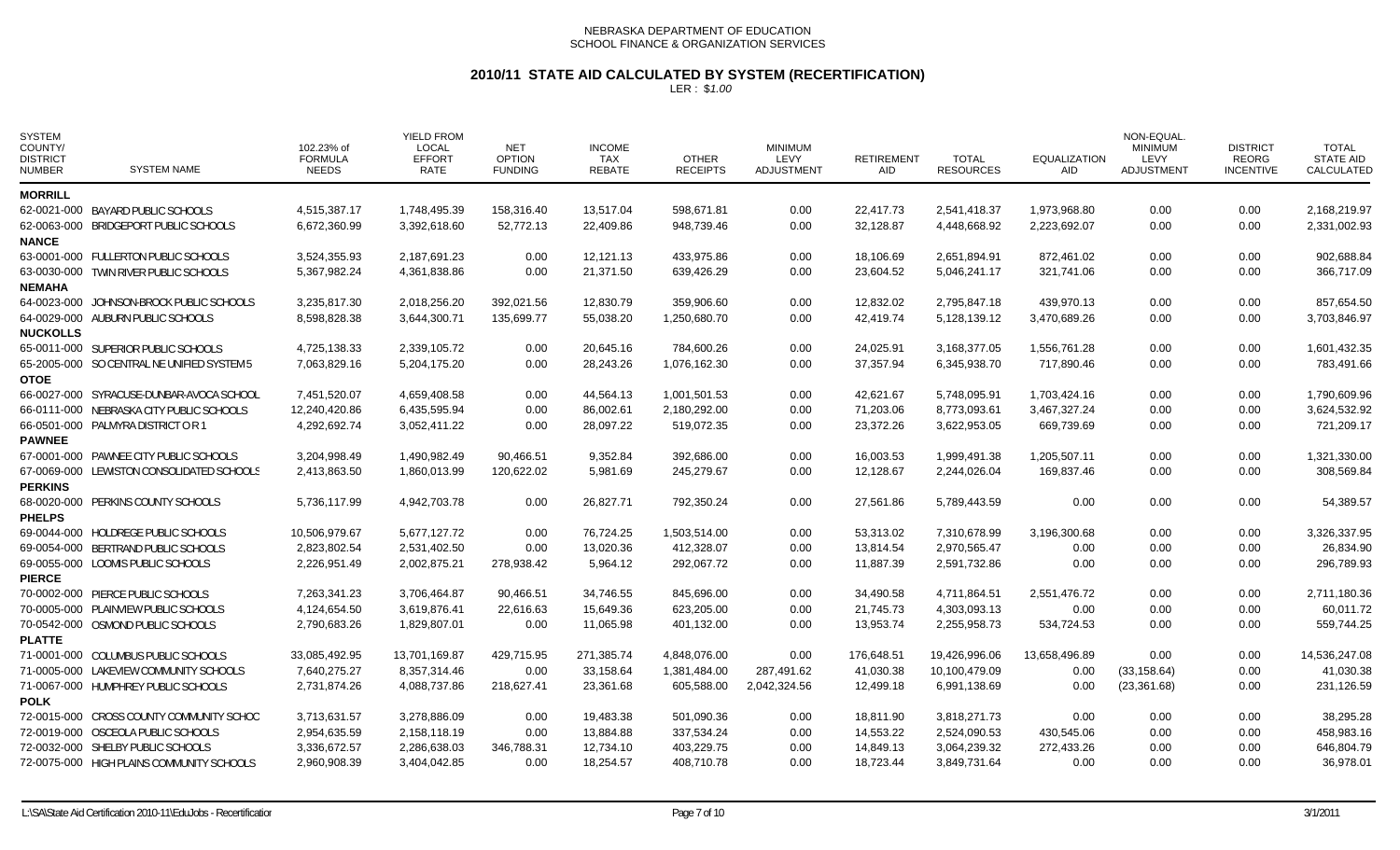NEBRASKA DEPARTMENT OF EDUCATION
SCHOOL FINANCE & ORGANIZATION SERVICES

# 2010/11 STATE AID CALCULATED BY SYSTEM (RECERTIFICATION)

LER : *$1.00*

| SYSTEM COUNTY/ DISTRICT NUMBER | SYSTEM NAME | 102.23% of FORMULA NEEDS | YIELD FROM LOCAL EFFORT RATE | NET OPTION FUNDING | INCOME TAX REBATE | OTHER RECEIPTS | MINIMUM LEVY ADJUSTMENT | RETIREMENT AID | TOTAL RESOURCES | EQUALIZATION AID | NON-EQUAL. MINIMUM LEVY ADJUSTMENT | DISTRICT REORG INCENTIVE | TOTAL STATE AID CALCULATED |
|---|---|---|---|---|---|---|---|---|---|---|---|---|---|
| **MORRILL** | | | | | | | | | | | | | |
| 62-0021-000 | BAYARD PUBLIC SCHOOLS | 4,515,387.17 | 1,748,495.39 | 158,316.40 | 13,517.04 | 598,671.81 | 0.00 | 22,417.73 | 2,541,418.37 | 1,973,968.80 | 0.00 | 0.00 | 2,168,219.97 |
| 62-0063-000 | BRIDGEPORT PUBLIC SCHOOLS | 6,672,360.99 | 3,392,618.60 | 52,772.13 | 22,409.86 | 948,739.46 | 0.00 | 32,128.87 | 4,448,668.92 | 2,223,692.07 | 0.00 | 0.00 | 2,331,002.93 |
| **NANCE** | | | | | | | | | | | | | |
| 63-0001-000 | FULLERTON PUBLIC SCHOOLS | 3,524,355.93 | 2,187,691.23 | 0.00 | 12,121.13 | 433,975.86 | 0.00 | 18,106.69 | 2,651,894.91 | 872,461.02 | 0.00 | 0.00 | 902,688.84 |
| 63-0030-000 | TWIN RIVER PUBLIC SCHOOLS | 5,367,982.24 | 4,361,838.86 | 0.00 | 21,371.50 | 639,426.29 | 0.00 | 23,604.52 | 5,046,241.17 | 321,741.06 | 0.00 | 0.00 | 366,717.09 |
| **NEMAHA** | | | | | | | | | | | | | |
| 64-0023-000 | JOHNSON-BROCK PUBLIC SCHOOLS | 3,235,817.30 | 2,018,256.20 | 392,021.56 | 12,830.79 | 359,906.60 | 0.00 | 12,832.02 | 2,795,847.18 | 439,970.13 | 0.00 | 0.00 | 857,654.50 |
| 64-0029-000 | AUBURN PUBLIC SCHOOLS | 8,598,828.38 | 3,644,300.71 | 135,699.77 | 55,038.20 | 1,250,680.70 | 0.00 | 42,419.74 | 5,128,139.12 | 3,470,689.26 | 0.00 | 0.00 | 3,703,846.97 |
| **NUCKOLLS** | | | | | | | | | | | | | |
| 65-0011-000 | SUPERIOR PUBLIC SCHOOLS | 4,725,138.33 | 2,339,105.72 | 0.00 | 20,645.16 | 784,600.26 | 0.00 | 24,025.91 | 3,168,377.05 | 1,556,761.28 | 0.00 | 0.00 | 1,601,432.35 |
| 65-2005-000 | SO CENTRAL NE UNIFIED SYSTEM 5 | 7,063,829.16 | 5,204,175.20 | 0.00 | 28,243.26 | 1,076,162.30 | 0.00 | 37,357.94 | 6,345,938.70 | 717,890.46 | 0.00 | 0.00 | 783,491.66 |
| **OTOE** | | | | | | | | | | | | | |
| 66-0027-000 | SYRACUSE-DUNBAR-AVOCA SCHOOL | 7,451,520.07 | 4,659,408.58 | 0.00 | 44,564.13 | 1,001,501.53 | 0.00 | 42,621.67 | 5,748,095.91 | 1,703,424.16 | 0.00 | 0.00 | 1,790,609.96 |
| 66-0111-000 | NEBRASKA CITY PUBLIC SCHOOLS | 12,240,420.86 | 6,435,595.94 | 0.00 | 86,002.61 | 2,180,292.00 | 0.00 | 71,203.06 | 8,773,093.61 | 3,467,327.24 | 0.00 | 0.00 | 3,624,532.92 |
| 66-0501-000 | PALMYRA DISTRICT O R 1 | 4,292,692.74 | 3,052,411.22 | 0.00 | 28,097.22 | 519,072.35 | 0.00 | 23,372.26 | 3,622,953.05 | 669,739.69 | 0.00 | 0.00 | 721,209.17 |
| **PAWNEE** | | | | | | | | | | | | | |
| 67-0001-000 | PAWNEE CITY PUBLIC SCHOOLS | 3,204,998.49 | 1,490,982.49 | 90,466.51 | 9,352.84 | 392,686.00 | 0.00 | 16,003.53 | 1,999,491.38 | 1,205,507.11 | 0.00 | 0.00 | 1,321,330.00 |
| 67-0069-000 | LEWISTON CONSOLIDATED SCHOOLS | 2,413,863.50 | 1,860,013.99 | 120,622.02 | 5,981.69 | 245,279.67 | 0.00 | 12,128.67 | 2,244,026.04 | 169,837.46 | 0.00 | 0.00 | 308,569.84 |
| **PERKINS** | | | | | | | | | | | | | |
| 68-0020-000 | PERKINS COUNTY SCHOOLS | 5,736,117.99 | 4,942,703.78 | 0.00 | 26,827.71 | 792,350.24 | 0.00 | 27,561.86 | 5,789,443.59 | 0.00 | 0.00 | 0.00 | 54,389.57 |
| **PHELPS** | | | | | | | | | | | | | |
| 69-0044-000 | HOLDREGE PUBLIC SCHOOLS | 10,506,979.67 | 5,677,127.72 | 0.00 | 76,724.25 | 1,503,514.00 | 0.00 | 53,313.02 | 7,310,678.99 | 3,196,300.68 | 0.00 | 0.00 | 3,326,337.95 |
| 69-0054-000 | BERTRAND PUBLIC SCHOOLS | 2,823,802.54 | 2,531,402.50 | 0.00 | 13,020.36 | 412,328.07 | 0.00 | 13,814.54 | 2,970,565.47 | 0.00 | 0.00 | 0.00 | 26,834.90 |
| 69-0055-000 | LOOMIS PUBLIC SCHOOLS | 2,226,951.49 | 2,002,875.21 | 278,938.42 | 5,964.12 | 292,067.72 | 0.00 | 11,887.39 | 2,591,732.86 | 0.00 | 0.00 | 0.00 | 296,789.93 |
| **PIERCE** | | | | | | | | | | | | | |
| 70-0002-000 | PIERCE PUBLIC SCHOOLS | 7,263,341.23 | 3,706,464.87 | 90,466.51 | 34,746.55 | 845,696.00 | 0.00 | 34,490.58 | 4,711,864.51 | 2,551,476.72 | 0.00 | 0.00 | 2,711,180.36 |
| 70-0005-000 | PLAINVIEW PUBLIC SCHOOLS | 4,124,654.50 | 3,619,876.41 | 22,616.63 | 15,649.36 | 623,205.00 | 0.00 | 21,745.73 | 4,303,093.13 | 0.00 | 0.00 | 0.00 | 60,011.72 |
| 70-0542-000 | OSMOND PUBLIC SCHOOLS | 2,790,683.26 | 1,829,807.01 | 0.00 | 11,065.98 | 401,132.00 | 0.00 | 13,953.74 | 2,255,958.73 | 534,724.53 | 0.00 | 0.00 | 559,744.25 |
| **PLATTE** | | | | | | | | | | | | | |
| 71-0001-000 | COLUMBUS PUBLIC SCHOOLS | 33,085,492.95 | 13,701,169.87 | 429,715.95 | 271,385.74 | 4,848,076.00 | 0.00 | 176,648.51 | 19,426,996.06 | 13,658,496.89 | 0.00 | 0.00 | 14,536,247.08 |
| 71-0005-000 | LAKEVIEW COMMUNITY SCHOOLS | 7,640,275.27 | 8,357,314.46 | 0.00 | 33,158.64 | 1,381,484.00 | 287,491.62 | 41,030.38 | 10,100,479.09 | 0.00 | (33,158.64) | 0.00 | 41,030.38 |
| 71-0067-000 | HUMPHREY PUBLIC SCHOOLS | 2,731,874.26 | 4,088,737.86 | 218,627.41 | 23,361.68 | 605,588.00 | 2,042,324.56 | 12,499.18 | 6,991,138.69 | 0.00 | (23,361.68) | 0.00 | 231,126.59 |
| **POLK** | | | | | | | | | | | | | |
| 72-0015-000 | CROSS COUNTY COMMUNITY SCHOC | 3,713,631.57 | 3,278,886.09 | 0.00 | 19,483.38 | 501,090.36 | 0.00 | 18,811.90 | 3,818,271.73 | 0.00 | 0.00 | 0.00 | 38,295.28 |
| 72-0019-000 | OSCEOLA PUBLIC SCHOOLS | 2,954,635.59 | 2,158,118.19 | 0.00 | 13,884.88 | 337,534.24 | 0.00 | 14,553.22 | 2,524,090.53 | 430,545.06 | 0.00 | 0.00 | 458,983.16 |
| 72-0032-000 | SHELBY PUBLIC SCHOOLS | 3,336,672.57 | 2,286,638.03 | 346,788.31 | 12,734.10 | 403,229.75 | 0.00 | 14,849.13 | 3,064,239.32 | 272,433.26 | 0.00 | 0.00 | 646,804.79 |
| 72-0075-000 | HIGH PLAINS COMMUNITY SCHOOLS | 2,960,908.39 | 3,404,042.85 | 0.00 | 18,254.57 | 408,710.78 | 0.00 | 18,723.44 | 3,849,731.64 | 0.00 | 0.00 | 0.00 | 36,978.01 |

L:\SA\State Aid Certification 2010-11\EduJobs - Recertificatior    3/1/2011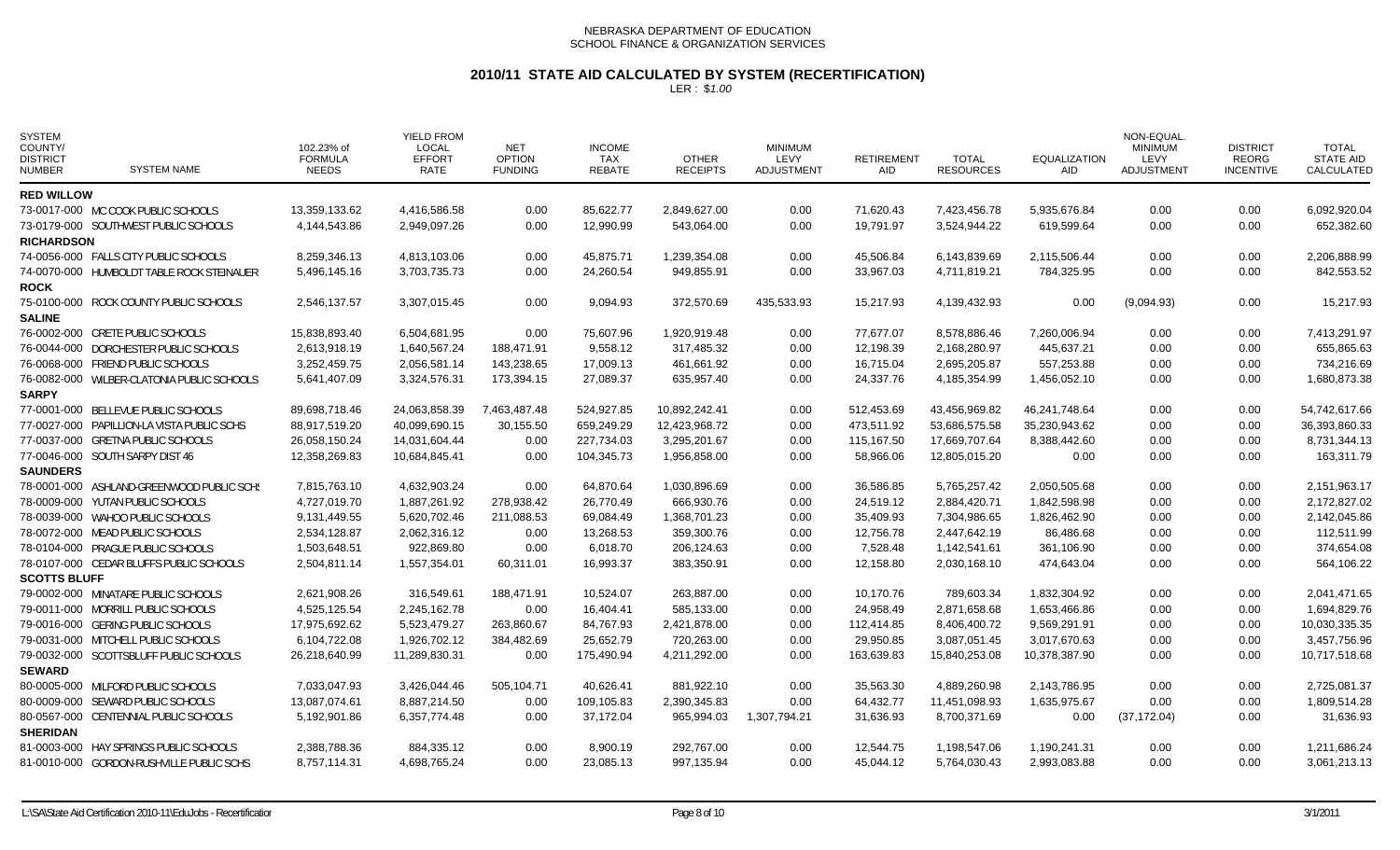NEBRASKA DEPARTMENT OF EDUCATION
SCHOOL FINANCE & ORGANIZATION SERVICES

# 2010/11 STATE AID CALCULATED BY SYSTEM (RECERTIFICATION)

LER : $1.00

| SYSTEM COUNTY/ DISTRICT NUMBER | SYSTEM NAME | 102.23% of FORMULA NEEDS | YIELD FROM LOCAL EFFORT RATE | NET OPTION FUNDING | INCOME TAX REBATE | OTHER RECEIPTS | MINIMUM LEVY ADJUSTMENT | RETIREMENT AID | TOTAL RESOURCES | EQUALIZATION AID | NON-EQUAL. MINIMUM LEVY ADJUSTMENT | DISTRICT REORG INCENTIVE | TOTAL STATE AID CALCULATED |
|---|---|---|---|---|---|---|---|---|---|---|---|---|---|
| **RED WILLOW** | | | | | | | | | | | | | |
| 73-0017-000 | MC COOK PUBLIC SCHOOLS | 13,359,133.62 | 4,416,586.58 | 0.00 | 85,622.77 | 2,849,627.00 | 0.00 | 71,620.43 | 7,423,456.78 | 5,935,676.84 | 0.00 | 0.00 | 6,092,920.04 |
| 73-0179-000 | SOUTHWEST PUBLIC SCHOOLS | 4,144,543.86 | 2,949,097.26 | 0.00 | 12,990.99 | 543,064.00 | 0.00 | 19,791.97 | 3,524,944.22 | 619,599.64 | 0.00 | 0.00 | 652,382.60 |
| **RICHARDSON** | | | | | | | | | | | | | |
| 74-0056-000 | FALLS CITY PUBLIC SCHOOLS | 8,259,346.13 | 4,813,103.06 | 0.00 | 45,875.71 | 1,239,354.08 | 0.00 | 45,506.84 | 6,143,839.69 | 2,115,506.44 | 0.00 | 0.00 | 2,206,888.99 |
| 74-0070-000 | HUMBOLDT TABLE ROCK STEINAUER | 5,496,145.16 | 3,703,735.73 | 0.00 | 24,260.54 | 949,855.91 | 0.00 | 33,967.03 | 4,711,819.21 | 784,325.95 | 0.00 | 0.00 | 842,553.52 |
| **ROCK** | | | | | | | | | | | | | |
| 75-0100-000 | ROCK COUNTY PUBLIC SCHOOLS | 2,546,137.57 | 3,307,015.45 | 0.00 | 9,094.93 | 372,570.69 | 435,533.93 | 15,217.93 | 4,139,432.93 | 0.00 | (9,094.93) | 0.00 | 15,217.93 |
| **SALINE** | | | | | | | | | | | | | |
| 76-0002-000 | CRETE PUBLIC SCHOOLS | 15,838,893.40 | 6,504,681.95 | 0.00 | 75,607.96 | 1,920,919.48 | 0.00 | 77,677.07 | 8,578,886.46 | 7,260,006.94 | 0.00 | 0.00 | 7,413,291.97 |
| 76-0044-000 | DORCHESTER PUBLIC SCHOOLS | 2,613,918.19 | 1,640,567.24 | 188,471.91 | 9,558.12 | 317,485.32 | 0.00 | 12,198.39 | 2,168,280.97 | 445,637.21 | 0.00 | 0.00 | 655,865.63 |
| 76-0068-000 | FRIEND PUBLIC SCHOOLS | 3,252,459.75 | 2,056,581.14 | 143,238.65 | 17,009.13 | 461,661.92 | 0.00 | 16,715.04 | 2,695,205.87 | 557,253.88 | 0.00 | 0.00 | 734,216.69 |
| 76-0082-000 | WILBER-CLATONIA PUBLIC SCHOOLS | 5,641,407.09 | 3,324,576.31 | 173,394.15 | 27,089.37 | 635,957.40 | 0.00 | 24,337.76 | 4,185,354.99 | 1,456,052.10 | 0.00 | 0.00 | 1,680,873.38 |
| **SARPY** | | | | | | | | | | | | | |
| 77-0001-000 | BELLEVUE PUBLIC SCHOOLS | 89,698,718.46 | 24,063,858.39 | 7,463,487.48 | 524,927.85 | 10,892,242.41 | 0.00 | 512,453.69 | 43,456,969.82 | 46,241,748.64 | 0.00 | 0.00 | 54,742,617.66 |
| 77-0027-000 | PAPILLION-LA VISTA PUBLIC SCHS | 88,917,519.20 | 40,099,690.15 | 30,155.50 | 659,249.29 | 12,423,968.72 | 0.00 | 473,511.92 | 53,686,575.58 | 35,230,943.62 | 0.00 | 0.00 | 36,393,860.33 |
| 77-0037-000 | GRETNA PUBLIC SCHOOLS | 26,058,150.24 | 14,031,604.44 | 0.00 | 227,734.03 | 3,295,201.67 | 0.00 | 115,167.50 | 17,669,707.64 | 8,388,442.60 | 0.00 | 0.00 | 8,731,344.13 |
| 77-0046-000 | SOUTH SARPY DIST 46 | 12,358,269.83 | 10,684,845.41 | 0.00 | 104,345.73 | 1,956,858.00 | 0.00 | 58,966.06 | 12,805,015.20 | 0.00 | 0.00 | 0.00 | 163,311.79 |
| **SAUNDERS** | | | | | | | | | | | | | |
| 78-0001-000 | ASHLAND-GREENWOOD PUBLIC SCHS | 7,815,763.10 | 4,632,903.24 | 0.00 | 64,870.64 | 1,030,896.69 | 0.00 | 36,586.85 | 5,765,257.42 | 2,050,505.68 | 0.00 | 0.00 | 2,151,963.17 |
| 78-0009-000 | YUTAN PUBLIC SCHOOLS | 4,727,019.70 | 1,887,261.92 | 278,938.42 | 26,770.49 | 666,930.76 | 0.00 | 24,519.12 | 2,884,420.71 | 1,842,598.98 | 0.00 | 0.00 | 2,172,827.02 |
| 78-0039-000 | WAHOO PUBLIC SCHOOLS | 9,131,449.55 | 5,620,702.46 | 211,088.53 | 69,084.49 | 1,368,701.23 | 0.00 | 35,409.93 | 7,304,986.65 | 1,826,462.90 | 0.00 | 0.00 | 2,142,045.86 |
| 78-0072-000 | MEAD PUBLIC SCHOOLS | 2,534,128.87 | 2,062,316.12 | 0.00 | 13,268.53 | 359,300.76 | 0.00 | 12,756.78 | 2,447,642.19 | 86,486.68 | 0.00 | 0.00 | 112,511.99 |
| 78-0104-000 | PRAGUE PUBLIC SCHOOLS | 1,503,648.51 | 922,869.80 | 0.00 | 6,018.70 | 206,124.63 | 0.00 | 7,528.48 | 1,142,541.61 | 361,106.90 | 0.00 | 0.00 | 374,654.08 |
| 78-0107-000 | CEDAR BLUFFS PUBLIC SCHOOLS | 2,504,811.14 | 1,557,354.01 | 60,311.01 | 16,993.37 | 383,350.91 | 0.00 | 12,158.80 | 2,030,168.10 | 474,643.04 | 0.00 | 0.00 | 564,106.22 |
| **SCOTTS BLUFF** | | | | | | | | | | | | | |
| 79-0002-000 | MINATARE PUBLIC SCHOOLS | 2,621,908.26 | 316,549.61 | 188,471.91 | 10,524.07 | 263,887.00 | 0.00 | 10,170.76 | 789,603.34 | 1,832,304.92 | 0.00 | 0.00 | 2,041,471.65 |
| 79-0011-000 | MORRILL PUBLIC SCHOOLS | 4,525,125.54 | 2,245,162.78 | 0.00 | 16,404.41 | 585,133.00 | 0.00 | 24,958.49 | 2,871,658.68 | 1,653,466.86 | 0.00 | 0.00 | 1,694,829.76 |
| 79-0016-000 | GERING PUBLIC SCHOOLS | 17,975,692.62 | 5,523,479.27 | 263,860.67 | 84,767.93 | 2,421,878.00 | 0.00 | 112,414.85 | 8,406,400.72 | 9,569,291.91 | 0.00 | 0.00 | 10,030,335.35 |
| 79-0031-000 | MITCHELL PUBLIC SCHOOLS | 6,104,722.08 | 1,926,702.12 | 384,482.69 | 25,652.79 | 720,263.00 | 0.00 | 29,950.85 | 3,087,051.45 | 3,017,670.63 | 0.00 | 0.00 | 3,457,756.96 |
| 79-0032-000 | SCOTTSBLUFF PUBLIC SCHOOLS | 26,218,640.99 | 11,289,830.31 | 0.00 | 175,490.94 | 4,211,292.00 | 0.00 | 163,639.83 | 15,840,253.08 | 10,378,387.90 | 0.00 | 0.00 | 10,717,518.68 |
| **SEWARD** | | | | | | | | | | | | | |
| 80-0005-000 | MILFORD PUBLIC SCHOOLS | 7,033,047.93 | 3,426,044.46 | 505,104.71 | 40,626.41 | 881,922.10 | 0.00 | 35,563.30 | 4,889,260.98 | 2,143,786.95 | 0.00 | 0.00 | 2,725,081.37 |
| 80-0009-000 | SEWARD PUBLIC SCHOOLS | 13,087,074.61 | 8,887,214.50 | 0.00 | 109,105.83 | 2,390,345.83 | 0.00 | 64,432.77 | 11,451,098.93 | 1,635,975.67 | 0.00 | 0.00 | 1,809,514.28 |
| 80-0567-000 | CENTENNIAL PUBLIC SCHOOLS | 5,192,901.86 | 6,357,774.48 | 0.00 | 37,172.04 | 965,994.03 | 1,307,794.21 | 31,636.93 | 8,700,371.69 | 0.00 | (37,172.04) | 0.00 | 31,636.93 |
| **SHERIDAN** | | | | | | | | | | | | | |
| 81-0003-000 | HAY SPRINGS PUBLIC SCHOOLS | 2,388,788.36 | 884,335.12 | 0.00 | 8,900.19 | 292,767.00 | 0.00 | 12,544.75 | 1,198,547.06 | 1,190,241.31 | 0.00 | 0.00 | 1,211,686.24 |
| 81-0010-000 | GORDON-RUSHVILLE PUBLIC SCHS | 8,757,114.31 | 4,698,765.24 | 0.00 | 23,085.13 | 997,135.94 | 0.00 | 45,044.12 | 5,764,030.43 | 2,993,083.88 | 0.00 | 0.00 | 3,061,213.13 |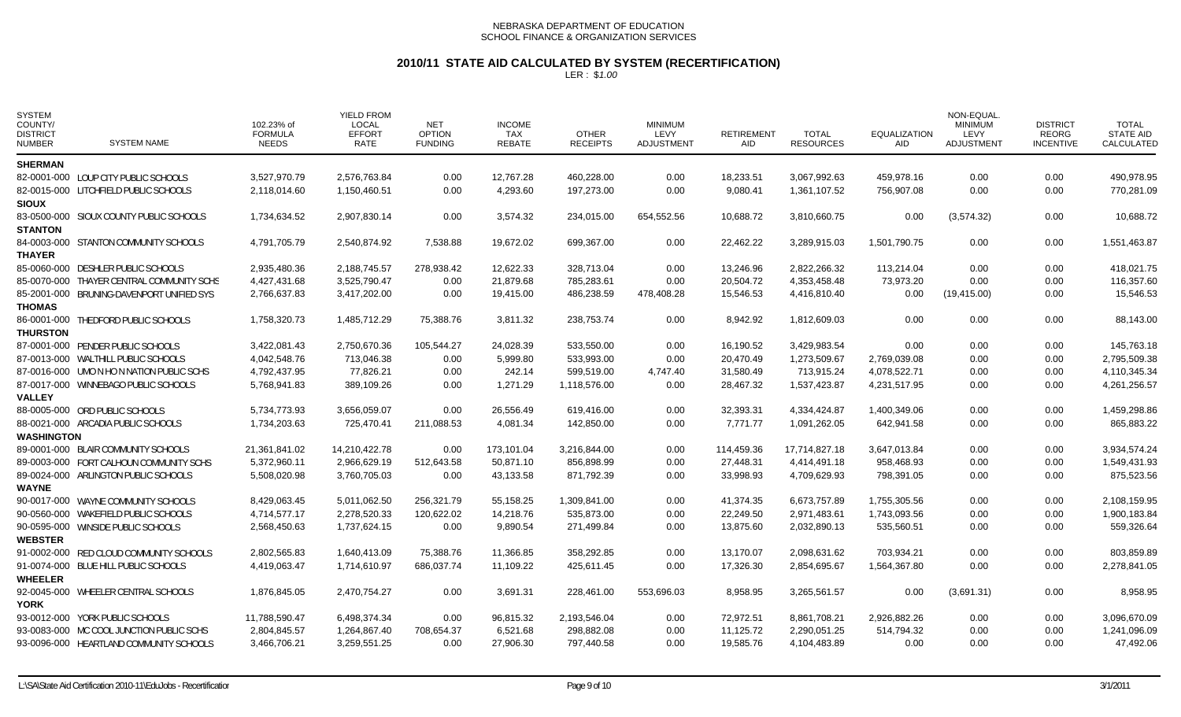NEBRASKA DEPARTMENT OF EDUCATION
SCHOOL FINANCE & ORGANIZATION SERVICES

# 2010/11 STATE AID CALCULATED BY SYSTEM (RECERTIFICATION)

LER : $1.00

| SYSTEM COUNTY/ DISTRICT NUMBER | SYSTEM NAME | 102.23% of FORMULA NEEDS | YIELD FROM LOCAL EFFORT RATE | NET OPTION FUNDING | INCOME TAX REBATE | OTHER RECEIPTS | MINIMUM LEVY ADJUSTMENT | RETIREMENT AID | TOTAL RESOURCES | EQUALIZATION AID | NON-EQUAL. MINIMUM LEVY ADJUSTMENT | DISTRICT REORG INCENTIVE | TOTAL STATE AID CALCULATED |
|---|---|---|---|---|---|---|---|---|---|---|---|---|---|
| **SHERMAN** | | | | | | | | | | | | | |
| 82-0001-000 | LOUP CITY PUBLIC SCHOOLS | 3,527,970.79 | 2,576,763.84 | 0.00 | 12,767.28 | 460,228.00 | 0.00 | 18,233.51 | 3,067,992.63 | 459,978.16 | 0.00 | 0.00 | 490,978.95 |
| 82-0015-000 | LITCHFIELD PUBLIC SCHOOLS | 2,118,014.60 | 1,150,460.51 | 0.00 | 4,293.60 | 197,273.00 | 0.00 | 9,080.41 | 1,361,107.52 | 756,907.08 | 0.00 | 0.00 | 770,281.09 |
| **SIOUX** | | | | | | | | | | | | | |
| 83-0500-000 | SIOUX COUNTY PUBLIC SCHOOLS | 1,734,634.52 | 2,907,830.14 | 0.00 | 3,574.32 | 234,015.00 | 654,552.56 | 10,688.72 | 3,810,660.75 | 0.00 | (3,574.32) | 0.00 | 10,688.72 |
| **STANTON** | | | | | | | | | | | | | |
| 84-0003-000 | STANTON COMMUNITY SCHOOLS | 4,791,705.79 | 2,540,874.92 | 7,538.88 | 19,672.02 | 699,367.00 | 0.00 | 22,462.22 | 3,289,915.03 | 1,501,790.75 | 0.00 | 0.00 | 1,551,463.87 |
| **THAYER** | | | | | | | | | | | | | |
| 85-0060-000 | DESHLER PUBLIC SCHOOLS | 2,935,480.36 | 2,188,745.57 | 278,938.42 | 12,622.33 | 328,713.04 | 0.00 | 13,246.96 | 2,822,266.32 | 113,214.04 | 0.00 | 0.00 | 418,021.75 |
| 85-0070-000 | THAYER CENTRAL COMMUNITY SCHS | 4,427,431.68 | 3,525,790.47 | 0.00 | 21,879.68 | 785,283.61 | 0.00 | 20,504.72 | 4,353,458.48 | 73,973.20 | 0.00 | 0.00 | 116,357.60 |
| 85-2001-000 | BRUNING-DAVENPORT UNIFIED SYS | 2,766,637.83 | 3,417,202.00 | 0.00 | 19,415.00 | 486,238.59 | 478,408.28 | 15,546.53 | 4,416,810.40 | 0.00 | (19,415.00) | 0.00 | 15,546.53 |
| **THOMAS** | | | | | | | | | | | | | |
| 86-0001-000 | THEDFORD PUBLIC SCHOOLS | 1,758,320.73 | 1,485,712.29 | 75,388.76 | 3,811.32 | 238,753.74 | 0.00 | 8,942.92 | 1,812,609.03 | 0.00 | 0.00 | 0.00 | 88,143.00 |
| **THURSTON** | | | | | | | | | | | | | |
| 87-0001-000 | PENDER PUBLIC SCHOOLS | 3,422,081.43 | 2,750,670.36 | 105,544.27 | 24,028.39 | 533,550.00 | 0.00 | 16,190.52 | 3,429,983.54 | 0.00 | 0.00 | 0.00 | 145,763.18 |
| 87-0013-000 | WALTHILL PUBLIC SCHOOLS | 4,042,548.76 | 713,046.38 | 0.00 | 5,999.80 | 533,993.00 | 0.00 | 20,470.49 | 1,273,509.67 | 2,769,039.08 | 0.00 | 0.00 | 2,795,509.38 |
| 87-0016-000 | UMO N HO N NATION PUBLIC SCHS | 4,792,437.95 | 77,826.21 | 0.00 | 242.14 | 599,519.00 | 4,747.40 | 31,580.49 | 713,915.24 | 4,078,522.71 | 0.00 | 0.00 | 4,110,345.34 |
| 87-0017-000 | WINNEBAGO PUBLIC SCHOOLS | 5,768,941.83 | 389,109.26 | 0.00 | 1,271.29 | 1,118,576.00 | 0.00 | 28,467.32 | 1,537,423.87 | 4,231,517.95 | 0.00 | 0.00 | 4,261,256.57 |
| **VALLEY** | | | | | | | | | | | | | |
| 88-0005-000 | ORD PUBLIC SCHOOLS | 5,734,773.93 | 3,656,059.07 | 0.00 | 26,556.49 | 619,416.00 | 0.00 | 32,393.31 | 4,334,424.87 | 1,400,349.06 | 0.00 | 0.00 | 1,459,298.86 |
| 88-0021-000 | ARCADIA PUBLIC SCHOOLS | 1,734,203.63 | 725,470.41 | 211,088.53 | 4,081.34 | 142,850.00 | 0.00 | 7,771.77 | 1,091,262.05 | 642,941.58 | 0.00 | 0.00 | 865,883.22 |
| **WASHINGTON** | | | | | | | | | | | | | |
| 89-0001-000 | BLAIR COMMUNITY SCHOOLS | 21,361,841.02 | 14,210,422.78 | 0.00 | 173,101.04 | 3,216,844.00 | 0.00 | 114,459.36 | 17,714,827.18 | 3,647,013.84 | 0.00 | 0.00 | 3,934,574.24 |
| 89-0003-000 | FORT CALHOUN COMMUNITY SCHS | 5,372,960.11 | 2,966,629.19 | 512,643.58 | 50,871.10 | 856,898.99 | 0.00 | 27,448.31 | 4,414,491.18 | 958,468.93 | 0.00 | 0.00 | 1,549,431.93 |
| 89-0024-000 | ARLINGTON PUBLIC SCHOOLS | 5,508,020.98 | 3,760,705.03 | 0.00 | 43,133.58 | 871,792.39 | 0.00 | 33,998.93 | 4,709,629.93 | 798,391.05 | 0.00 | 0.00 | 875,523.56 |
| **WAYNE** | | | | | | | | | | | | | |
| 90-0017-000 | WAYNE COMMUNITY SCHOOLS | 8,429,063.45 | 5,011,062.50 | 256,321.79 | 55,158.25 | 1,309,841.00 | 0.00 | 41,374.35 | 6,673,757.89 | 1,755,305.56 | 0.00 | 0.00 | 2,108,159.95 |
| 90-0560-000 | WAKEFIELD PUBLIC SCHOOLS | 4,714,577.17 | 2,278,520.33 | 120,622.02 | 14,218.76 | 535,873.00 | 0.00 | 22,249.50 | 2,971,483.61 | 1,743,093.56 | 0.00 | 0.00 | 1,900,183.84 |
| 90-0595-000 | WINSIDE PUBLIC SCHOOLS | 2,568,450.63 | 1,737,624.15 | 0.00 | 9,890.54 | 271,499.84 | 0.00 | 13,875.60 | 2,032,890.13 | 535,560.51 | 0.00 | 0.00 | 559,326.64 |
| **WEBSTER** | | | | | | | | | | | | | |
| 91-0002-000 | RED CLOUD COMMUNITY SCHOOLS | 2,802,565.83 | 1,640,413.09 | 75,388.76 | 11,366.85 | 358,292.85 | 0.00 | 13,170.07 | 2,098,631.62 | 703,934.21 | 0.00 | 0.00 | 803,859.89 |
| 91-0074-000 | BLUE HILL PUBLIC SCHOOLS | 4,419,063.47 | 1,714,610.97 | 686,037.74 | 11,109.22 | 425,611.45 | 0.00 | 17,326.30 | 2,854,695.67 | 1,564,367.80 | 0.00 | 0.00 | 2,278,841.05 |
| **WHEELER** | | | | | | | | | | | | | |
| 92-0045-000 | WHEELER CENTRAL SCHOOLS | 1,876,845.05 | 2,470,754.27 | 0.00 | 3,691.31 | 228,461.00 | 553,696.03 | 8,958.95 | 3,265,561.57 | 0.00 | (3,691.31) | 0.00 | 8,958.95 |
| **YORK** | | | | | | | | | | | | | |
| 93-0012-000 | YORK PUBLIC SCHOOLS | 11,788,590.47 | 6,498,374.34 | 0.00 | 96,815.32 | 2,193,546.04 | 0.00 | 72,972.51 | 8,861,708.21 | 2,926,882.26 | 0.00 | 0.00 | 3,096,670.09 |
| 93-0083-000 | MC COOL JUNCTION PUBLIC SCHS | 2,804,845.57 | 1,264,867.40 | 708,654.37 | 6,521.68 | 298,882.08 | 0.00 | 11,125.72 | 2,290,051.25 | 514,794.32 | 0.00 | 0.00 | 1,241,096.09 |
| 93-0096-000 | HEARTLAND COMMUNITY SCHOOLS | 3,466,706.21 | 3,259,551.25 | 0.00 | 27,906.30 | 797,440.58 | 0.00 | 19,585.76 | 4,104,483.89 | 0.00 | 0.00 | 0.00 | 47,492.06 |

L:\SA\State Aid Certification 2010-11\EduJobs - Recertification 3/1/2011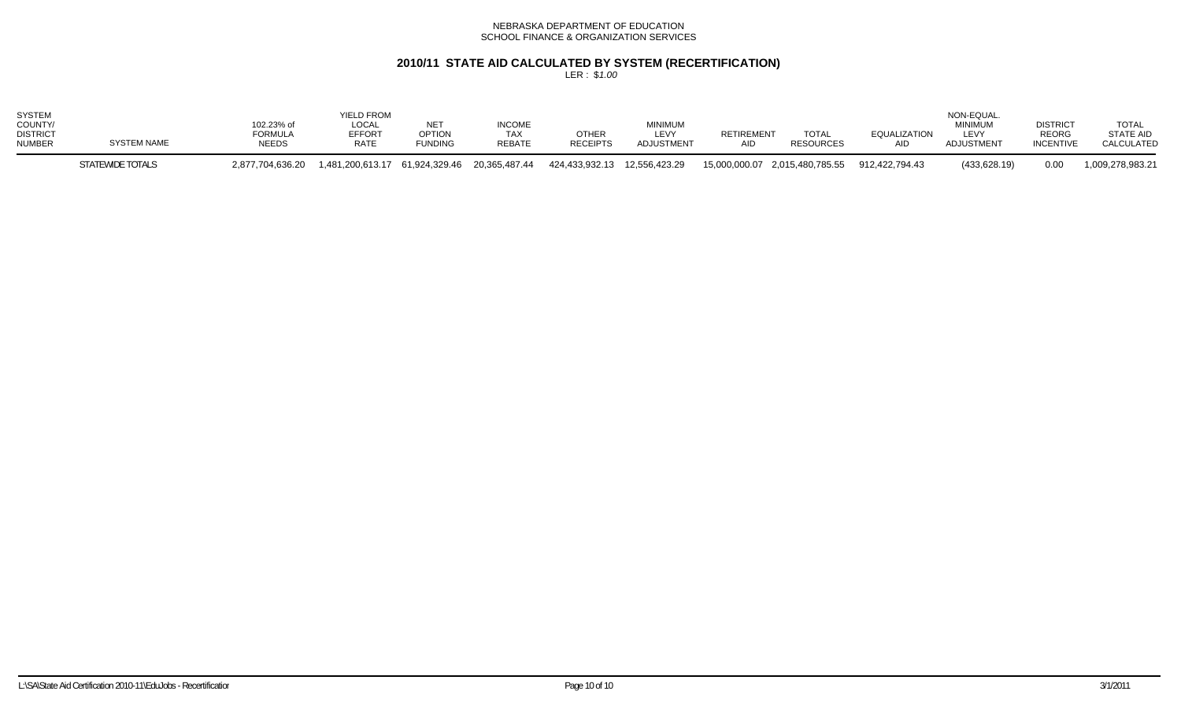NEBRASKA DEPARTMENT OF EDUCATION
SCHOOL FINANCE & ORGANIZATION SERVICES

# 2010/11 STATE AID CALCULATED BY SYSTEM (RECERTIFICATION)

LER : *$1.00*

| SYSTEM COUNTY/ DISTRICT NUMBER | SYSTEM NAME | 102.23% of FORMULA NEEDS | YIELD FROM LOCAL EFFORT RATE | NET OPTION FUNDING | INCOME TAX REBATE | OTHER RECEIPTS | MINIMUM LEVY ADJUSTMENT | RETIREMENT AID | TOTAL RESOURCES | EQUALIZATION AID | NON-EQUAL. MINIMUM LEVY ADJUSTMENT | DISTRICT REORG INCENTIVE | TOTAL STATE AID CALCULATED |
|---|---|---|---|---|---|---|---|---|---|---|---|---|---|
| | STATEWIDE TOTALS | 2,877,704,636.20 | 1,481,200,613.17 | 61,924,329.46 | 20,365,487.44 | 424,433,932.13 | 12,556,423.29 | 15,000,000.07 | 2,015,480,785.55 | 912,422,794.43 | (433,628.19) | 0.00 | 1,009,278,983.21 |

L:\SA\State Aid Certification 2010-11\EduJobs - Recertificatior

3/1/2011